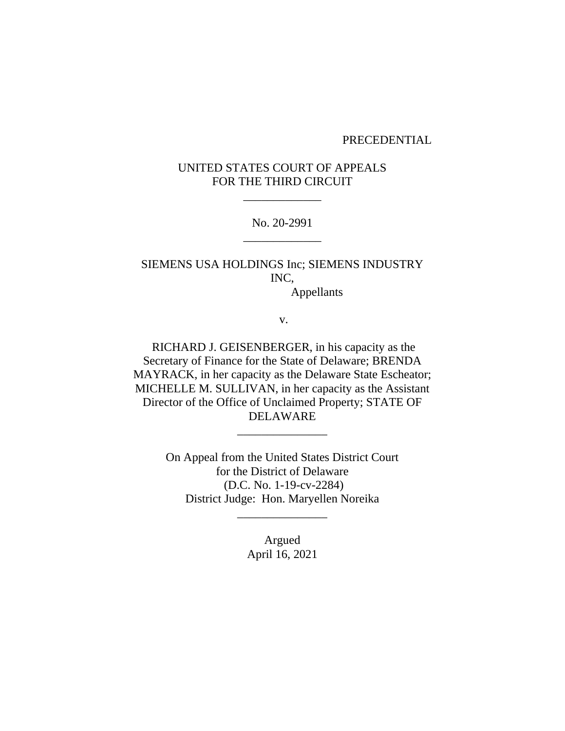PRECEDENTIAL

UNITED STATES COURT OF APPEALS
FOR THE THIRD CIRCUIT

\_\_\_\_\_\_\_\_\_\_\_\_\_

No. 20-2991

\_\_\_\_\_\_\_\_\_\_\_\_\_

SIEMENS USA HOLDINGS Inc; SIEMENS INDUSTRY INC,
Appellants

v.

RICHARD J. GEISENBERGER, in his capacity as the Secretary of Finance for the State of Delaware; BRENDA MAYRACK, in her capacity as the Delaware State Escheator; MICHELLE M. SULLIVAN, in her capacity as the Assistant Director of the Office of Unclaimed Property; STATE OF DELAWARE

\_\_\_\_\_\_\_\_\_\_\_\_\_\_\_

On Appeal from the United States District Court
for the District of Delaware
(D.C. No. 1-19-cv-2284)
District Judge: Hon. Maryellen Noreika

\_\_\_\_\_\_\_\_\_\_\_\_\_\_\_

Argued
April 16, 2021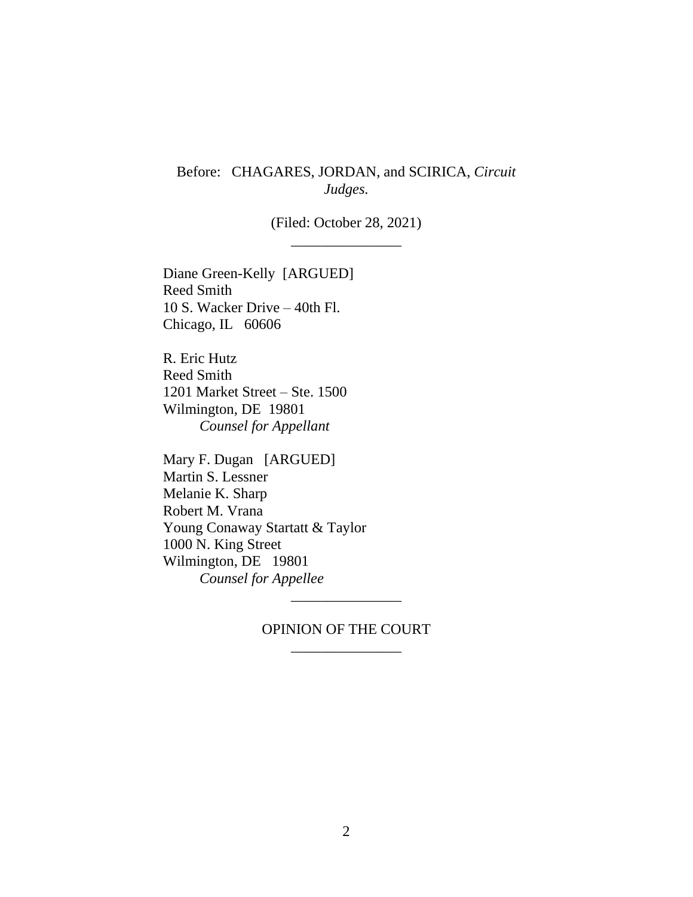Before: CHAGARES, JORDAN, and SCIRICA, *Circuit Judges.*

(Filed: October 28, 2021)

---

Diane Green-Kelly [ARGUED]
Reed Smith
10 S. Wacker Drive – 40th Fl.
Chicago, IL 60606

R. Eric Hutz
Reed Smith
1201 Market Street – Ste. 1500
Wilmington, DE 19801
*Counsel for Appellant*

Mary F. Dugan [ARGUED]
Martin S. Lessner
Melanie K. Sharp
Robert M. Vrana
Young Conaway Startatt & Taylor
1000 N. King Street
Wilmington, DE 19801
*Counsel for Appellee*

---

OPINION OF THE COURT

---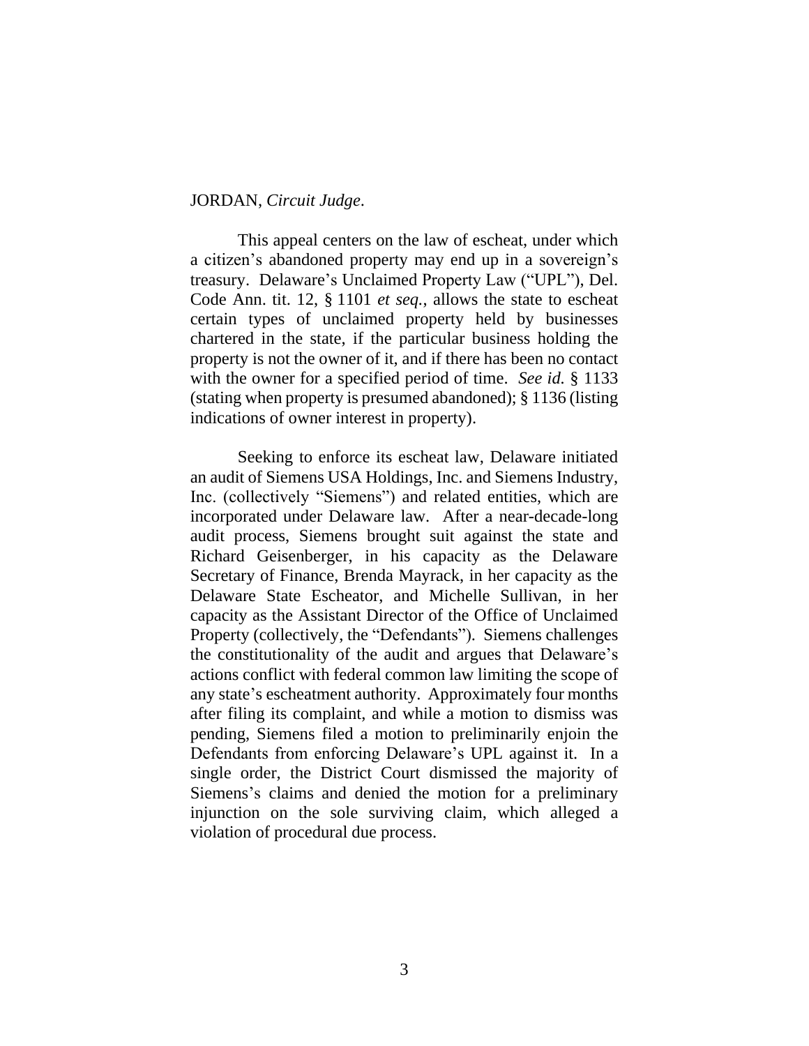JORDAN, *Circuit Judge*.

This appeal centers on the law of escheat, under which a citizen's abandoned property may end up in a sovereign's treasury. Delaware's Unclaimed Property Law ("UPL"), Del. Code Ann. tit. 12, § 1101 *et seq.*, allows the state to escheat certain types of unclaimed property held by businesses chartered in the state, if the particular business holding the property is not the owner of it, and if there has been no contact with the owner for a specified period of time. *See id.* § 1133 (stating when property is presumed abandoned); § 1136 (listing indications of owner interest in property).

Seeking to enforce its escheat law, Delaware initiated an audit of Siemens USA Holdings, Inc. and Siemens Industry, Inc. (collectively "Siemens") and related entities, which are incorporated under Delaware law. After a near-decade-long audit process, Siemens brought suit against the state and Richard Geisenberger, in his capacity as the Delaware Secretary of Finance, Brenda Mayrack, in her capacity as the Delaware State Escheator, and Michelle Sullivan, in her capacity as the Assistant Director of the Office of Unclaimed Property (collectively, the "Defendants"). Siemens challenges the constitutionality of the audit and argues that Delaware's actions conflict with federal common law limiting the scope of any state's escheatment authority. Approximately four months after filing its complaint, and while a motion to dismiss was pending, Siemens filed a motion to preliminarily enjoin the Defendants from enforcing Delaware's UPL against it. In a single order, the District Court dismissed the majority of Siemens's claims and denied the motion for a preliminary injunction on the sole surviving claim, which alleged a violation of procedural due process.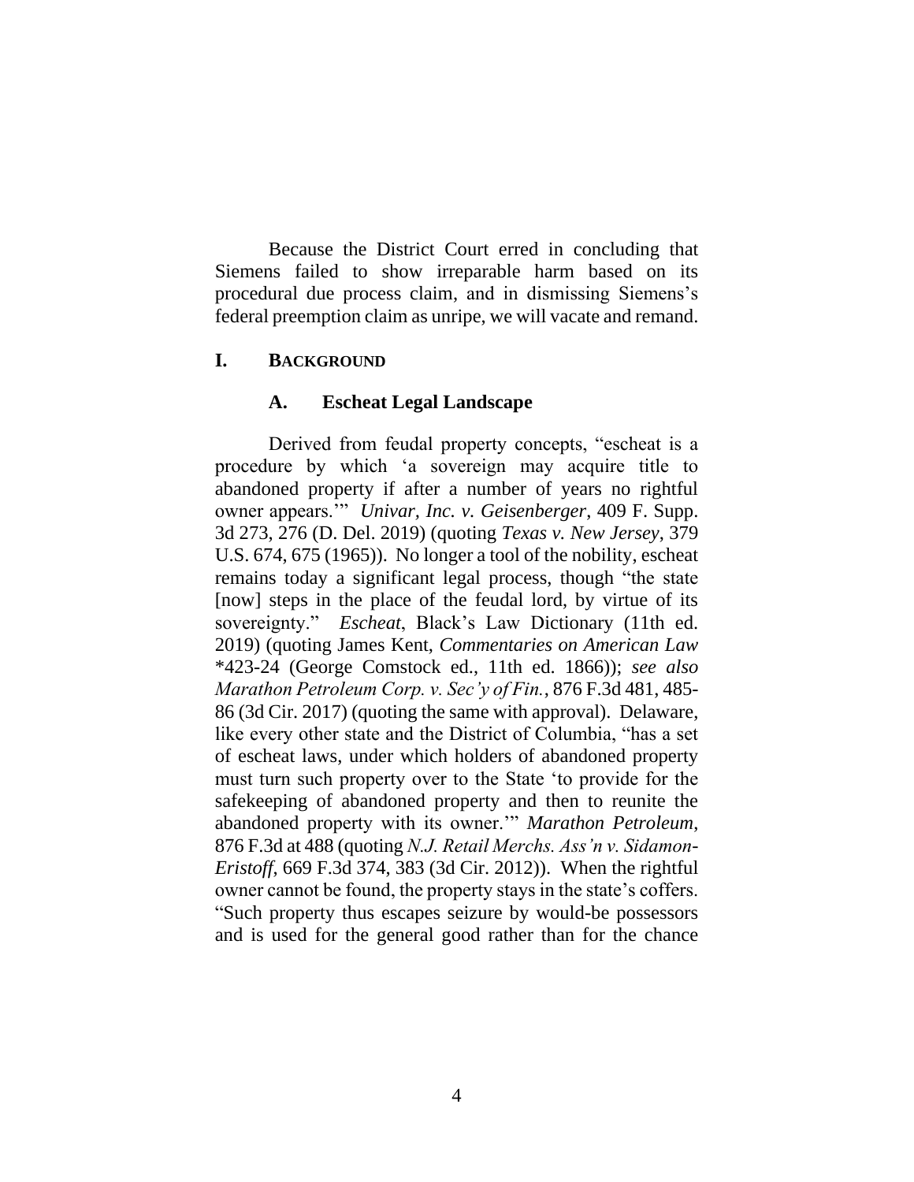Because the District Court erred in concluding that Siemens failed to show irreparable harm based on its procedural due process claim, and in dismissing Siemens's federal preemption claim as unripe, we will vacate and remand.

## I. BACKGROUND

### A. Escheat Legal Landscape

Derived from feudal property concepts, "escheat is a procedure by which 'a sovereign may acquire title to abandoned property if after a number of years no rightful owner appears.'" *Univar, Inc. v. Geisenberger*, 409 F. Supp. 3d 273, 276 (D. Del. 2019) (quoting *Texas v. New Jersey*, 379 U.S. 674, 675 (1965)). No longer a tool of the nobility, escheat remains today a significant legal process, though "the state [now] steps in the place of the feudal lord, by virtue of its sovereignty." *Escheat*, Black's Law Dictionary (11th ed. 2019) (quoting James Kent, *Commentaries on American Law* *423-24 (George Comstock ed., 11th ed. 1866)); *see also Marathon Petroleum Corp. v. Sec'y of Fin.*, 876 F.3d 481, 485-86 (3d Cir. 2017) (quoting the same with approval). Delaware, like every other state and the District of Columbia, "has a set of escheat laws, under which holders of abandoned property must turn such property over to the State 'to provide for the safekeeping of abandoned property and then to reunite the abandoned property with its owner.'" *Marathon Petroleum*, 876 F.3d at 488 (quoting *N.J. Retail Merchs. Ass'n v. Sidamon-Eristoff*, 669 F.3d 374, 383 (3d Cir. 2012)). When the rightful owner cannot be found, the property stays in the state's coffers. "Such property thus escapes seizure by would-be possessors and is used for the general good rather than for the chance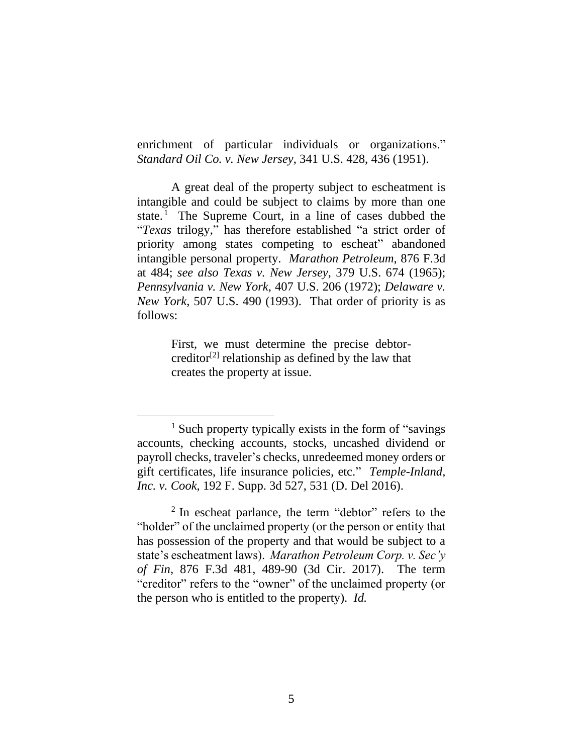enrichment of particular individuals or organizations." *Standard Oil Co. v. New Jersey*, 341 U.S. 428, 436 (1951).

A great deal of the property subject to escheatment is intangible and could be subject to claims by more than one state.[1] The Supreme Court, in a line of cases dubbed the "*Texas* trilogy," has therefore established "a strict order of priority among states competing to escheat" abandoned intangible personal property. *Marathon Petroleum*, 876 F.3d at 484; *see also Texas v. New Jersey*, 379 U.S. 674 (1965); *Pennsylvania v. New York*, 407 U.S. 206 (1972); *Delaware v. New York*, 507 U.S. 490 (1993). That order of priority is as follows:

> First, we must determine the precise debtor-creditor[2] relationship as defined by the law that creates the property at issue.

---

[1] Such property typically exists in the form of "savings accounts, checking accounts, stocks, uncashed dividend or payroll checks, traveler's checks, unredeemed money orders or gift certificates, life insurance policies, etc." *Temple-Inland, Inc. v. Cook*, 192 F. Supp. 3d 527, 531 (D. Del 2016).

[2] In escheat parlance, the term "debtor" refers to the "holder" of the unclaimed property (or the person or entity that has possession of the property and that would be subject to a state's escheatment laws). *Marathon Petroleum Corp. v. Sec'y of Fin*, 876 F.3d 481, 489-90 (3d Cir. 2017). The term "creditor" refers to the "owner" of the unclaimed property (or the person who is entitled to the property). *Id.*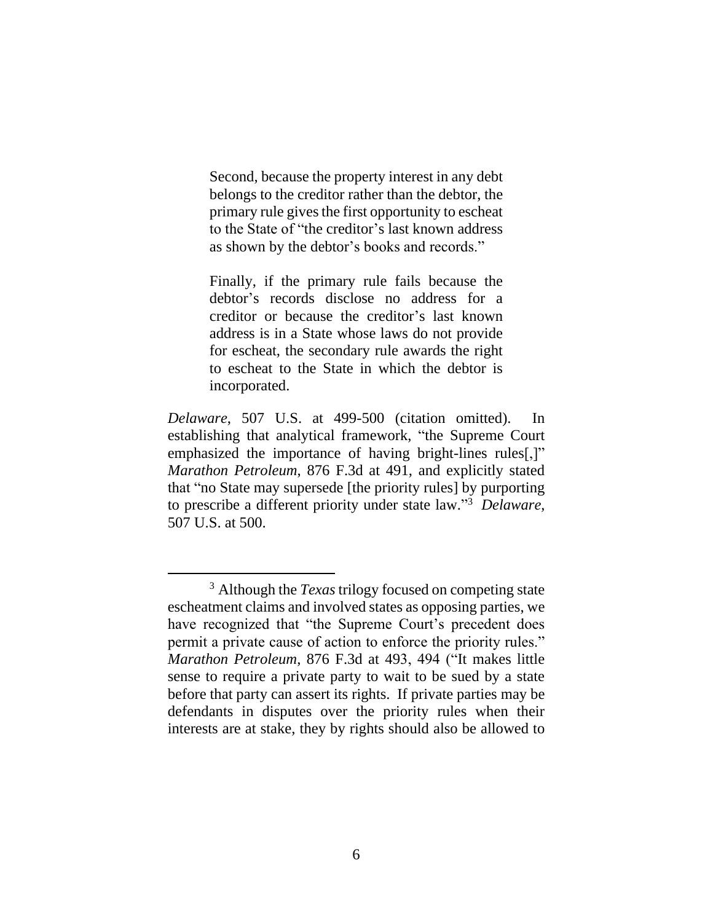> Second, because the property interest in any debt belongs to the creditor rather than the debtor, the primary rule gives the first opportunity to escheat to the State of "the creditor's last known address as shown by the debtor's books and records."
>
> Finally, if the primary rule fails because the debtor's records disclose no address for a creditor or because the creditor's last known address is in a State whose laws do not provide for escheat, the secondary rule awards the right to escheat to the State in which the debtor is incorporated.

*Delaware*, 507 U.S. at 499-500 (citation omitted). In establishing that analytical framework, "the Supreme Court emphasized the importance of having bright-lines rules[,]" *Marathon Petroleum*, 876 F.3d at 491, and explicitly stated that "no State may supersede [the priority rules] by purporting to prescribe a different priority under state law."[3] *Delaware*, 507 U.S. at 500.

---

[3] Although the *Texas* trilogy focused on competing state escheatment claims and involved states as opposing parties, we have recognized that "the Supreme Court's precedent does permit a private cause of action to enforce the priority rules." *Marathon Petroleum*, 876 F.3d at 493, 494 ("It makes little sense to require a private party to wait to be sued by a state before that party can assert its rights. If private parties may be defendants in disputes over the priority rules when their interests are at stake, they by rights should also be allowed to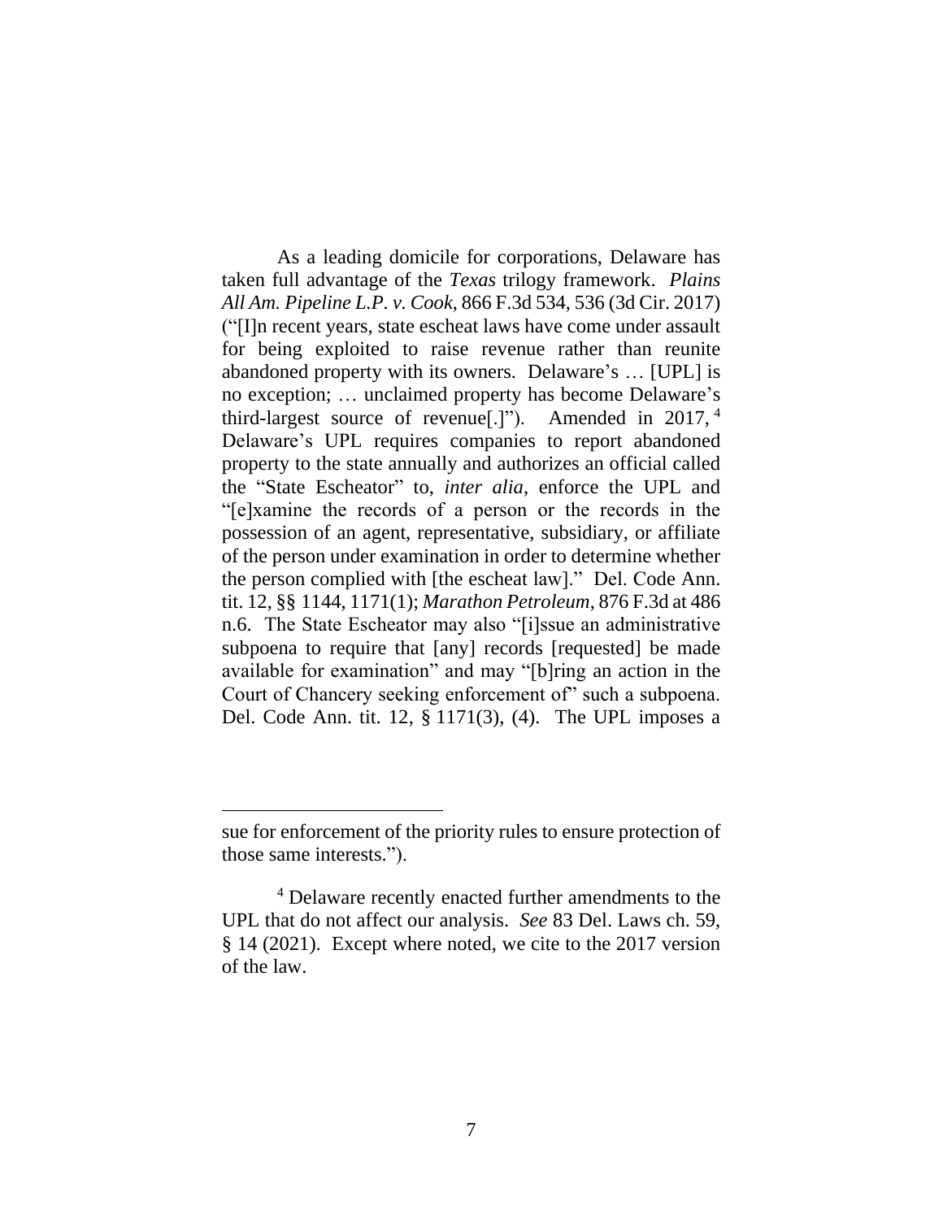As a leading domicile for corporations, Delaware has taken full advantage of the *Texas* trilogy framework. *Plains All Am. Pipeline L.P. v. Cook*, 866 F.3d 534, 536 (3d Cir. 2017) ("[I]n recent years, state escheat laws have come under assault for being exploited to raise revenue rather than reunite abandoned property with its owners. Delaware's … [UPL] is no exception; … unclaimed property has become Delaware's third-largest source of revenue[.]"). Amended in 2017,[4] Delaware's UPL requires companies to report abandoned property to the state annually and authorizes an official called the "State Escheator" to, *inter alia*, enforce the UPL and "[e]xamine the records of a person or the records in the possession of an agent, representative, subsidiary, or affiliate of the person under examination in order to determine whether the person complied with [the escheat law]." Del. Code Ann. tit. 12, §§ 1144, 1171(1); *Marathon Petroleum*, 876 F.3d at 486 n.6. The State Escheator may also "[i]ssue an administrative subpoena to require that [any] records [requested] be made available for examination" and may "[b]ring an action in the Court of Chancery seeking enforcement of" such a subpoena. Del. Code Ann. tit. 12, § 1171(3), (4). The UPL imposes a

---

sue for enforcement of the priority rules to ensure protection of those same interests.").

[4] Delaware recently enacted further amendments to the UPL that do not affect our analysis. *See* 83 Del. Laws ch. 59, § 14 (2021). Except where noted, we cite to the 2017 version of the law.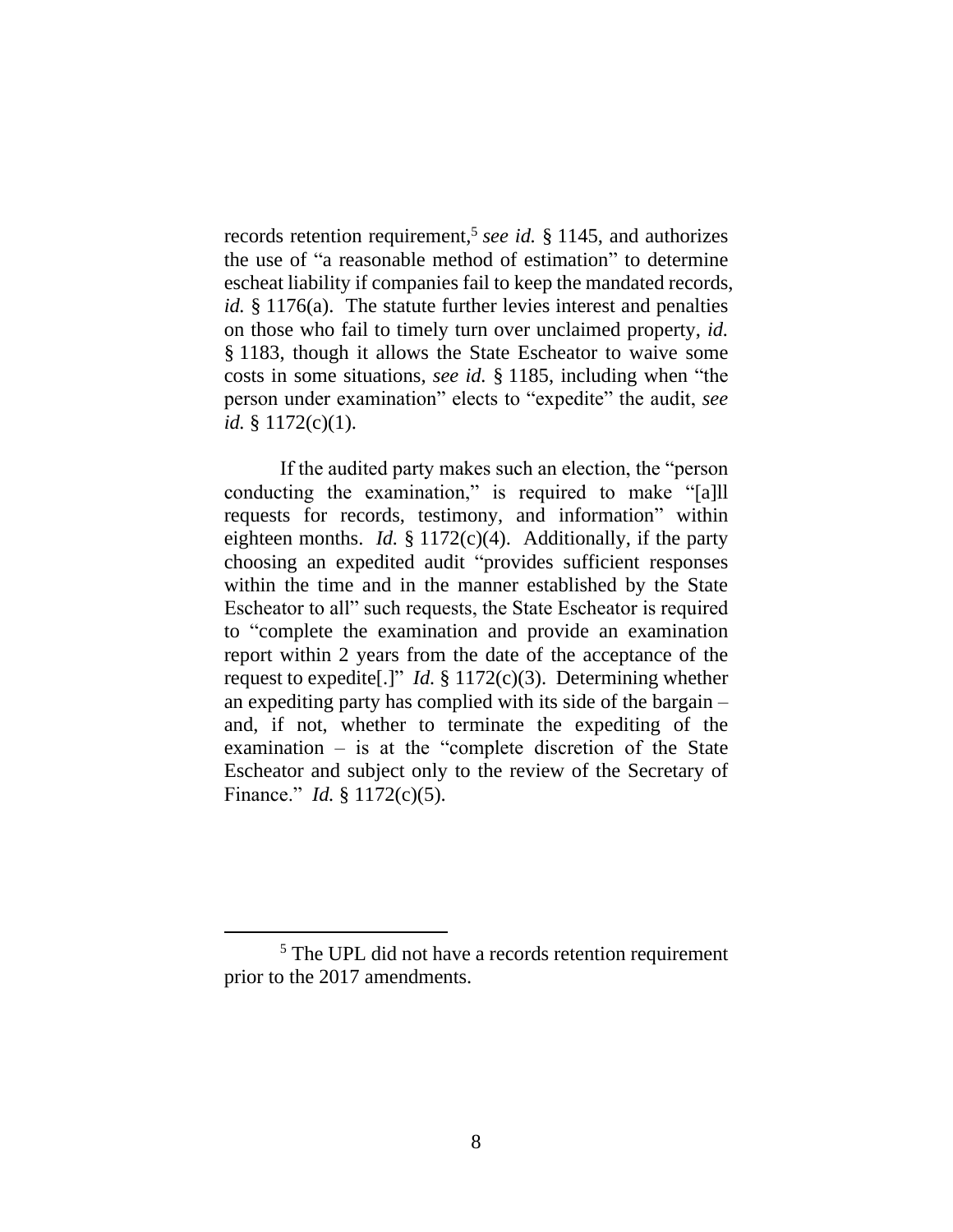records retention requirement,[5] *see id.* § 1145, and authorizes the use of "a reasonable method of estimation" to determine escheat liability if companies fail to keep the mandated records, *id.* § 1176(a). The statute further levies interest and penalties on those who fail to timely turn over unclaimed property, *id.* § 1183, though it allows the State Escheator to waive some costs in some situations, *see id.* § 1185, including when "the person under examination" elects to "expedite" the audit, *see id.* § 1172(c)(1).

If the audited party makes such an election, the "person conducting the examination," is required to make "[a]ll requests for records, testimony, and information" within eighteen months. *Id.* § 1172(c)(4). Additionally, if the party choosing an expedited audit "provides sufficient responses within the time and in the manner established by the State Escheator to all" such requests, the State Escheator is required to "complete the examination and provide an examination report within 2 years from the date of the acceptance of the request to expedite[.]" *Id.* § 1172(c)(3). Determining whether an expediting party has complied with its side of the bargain – and, if not, whether to terminate the expediting of the examination – is at the "complete discretion of the State Escheator and subject only to the review of the Secretary of Finance." *Id.* § 1172(c)(5).

[5] The UPL did not have a records retention requirement prior to the 2017 amendments.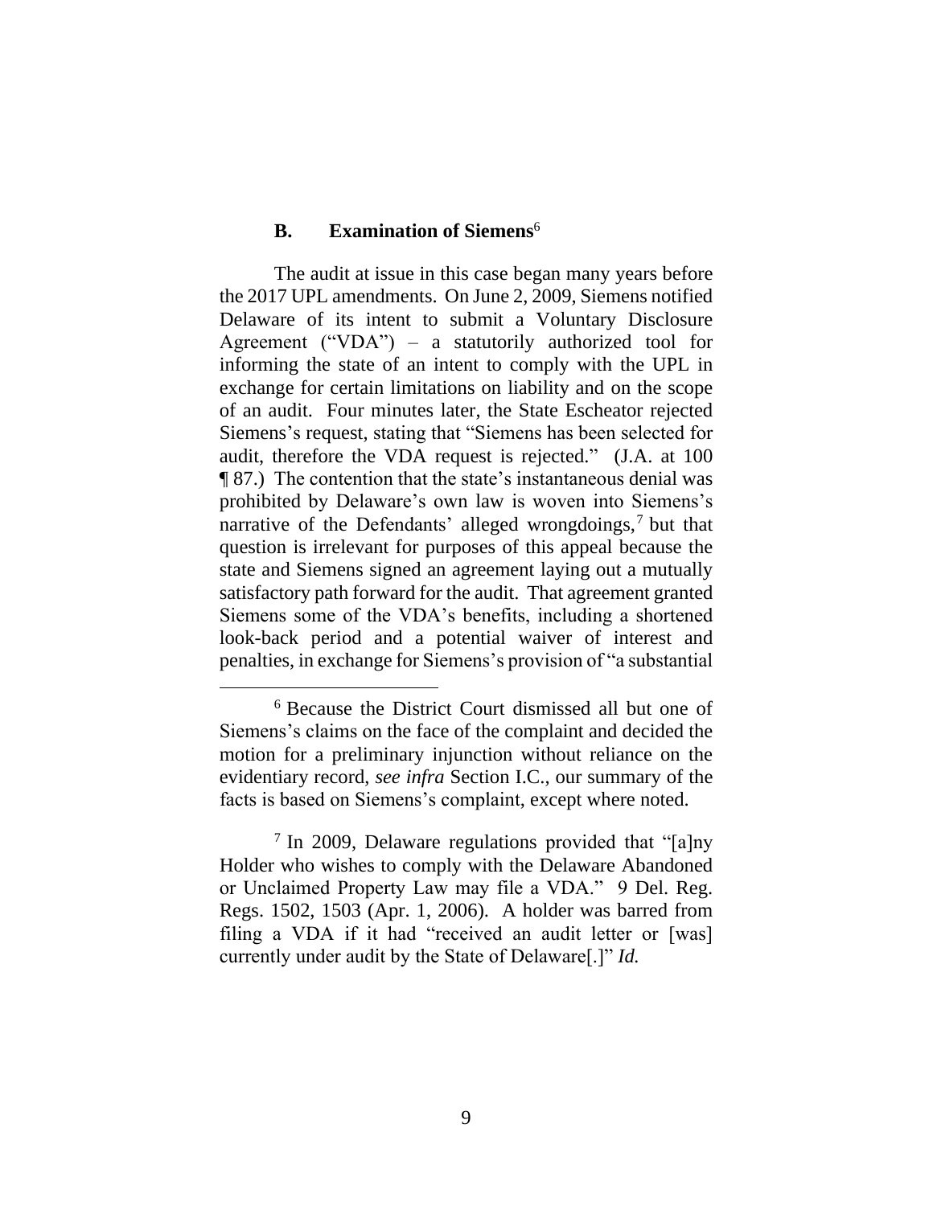### B. Examination of Siemens[6]

The audit at issue in this case began many years before the 2017 UPL amendments. On June 2, 2009, Siemens notified Delaware of its intent to submit a Voluntary Disclosure Agreement ("VDA") – a statutorily authorized tool for informing the state of an intent to comply with the UPL in exchange for certain limitations on liability and on the scope of an audit. Four minutes later, the State Escheator rejected Siemens's request, stating that "Siemens has been selected for audit, therefore the VDA request is rejected." (J.A. at 100 ¶ 87.) The contention that the state's instantaneous denial was prohibited by Delaware's own law is woven into Siemens's narrative of the Defendants' alleged wrongdoings,[7] but that question is irrelevant for purposes of this appeal because the state and Siemens signed an agreement laying out a mutually satisfactory path forward for the audit. That agreement granted Siemens some of the VDA's benefits, including a shortened look-back period and a potential waiver of interest and penalties, in exchange for Siemens's provision of "a substantial

---

[6] Because the District Court dismissed all but one of Siemens's claims on the face of the complaint and decided the motion for a preliminary injunction without reliance on the evidentiary record, *see infra* Section I.C., our summary of the facts is based on Siemens's complaint, except where noted.

[7] In 2009, Delaware regulations provided that "[a]ny Holder who wishes to comply with the Delaware Abandoned or Unclaimed Property Law may file a VDA." 9 Del. Reg. Regs. 1502, 1503 (Apr. 1, 2006). A holder was barred from filing a VDA if it had "received an audit letter or [was] currently under audit by the State of Delaware[.]" *Id.*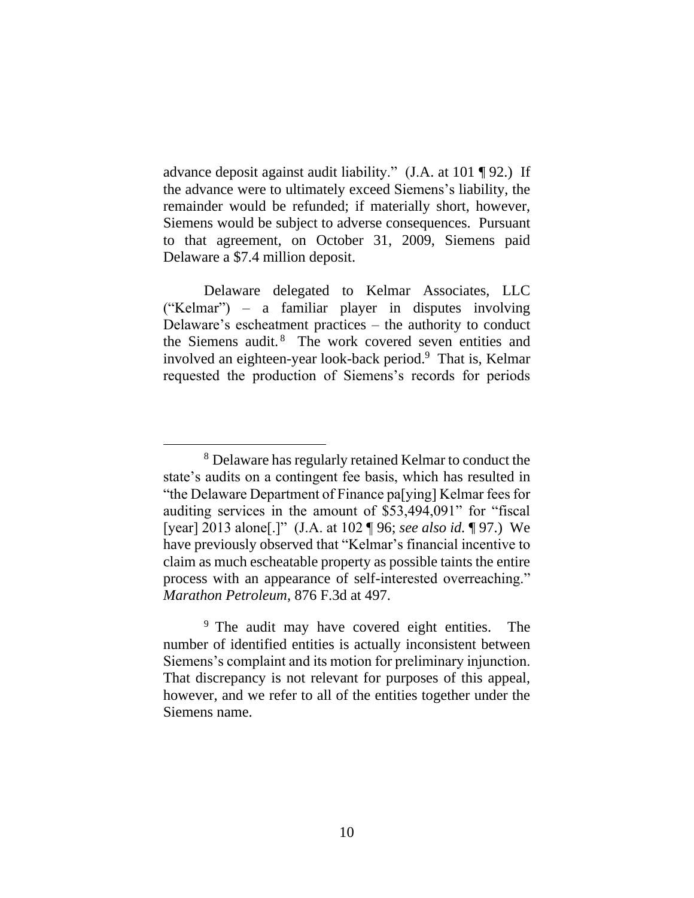advance deposit against audit liability." (J.A. at 101 ¶ 92.) If the advance were to ultimately exceed Siemens's liability, the remainder would be refunded; if materially short, however, Siemens would be subject to adverse consequences. Pursuant to that agreement, on October 31, 2009, Siemens paid Delaware a $7.4 million deposit.

Delaware delegated to Kelmar Associates, LLC ("Kelmar") – a familiar player in disputes involving Delaware's escheatment practices – the authority to conduct the Siemens audit.[8] The work covered seven entities and involved an eighteen-year look-back period.[9] That is, Kelmar requested the production of Siemens's records for periods

---

[8] Delaware has regularly retained Kelmar to conduct the state's audits on a contingent fee basis, which has resulted in "the Delaware Department of Finance pa[ying] Kelmar fees for auditing services in the amount of $53,494,091" for "fiscal [year] 2013 alone[.]" (J.A. at 102 ¶ 96; *see also id.* ¶ 97.) We have previously observed that "Kelmar's financial incentive to claim as much escheatable property as possible taints the entire process with an appearance of self-interested overreaching." *Marathon Petroleum*, 876 F.3d at 497.

[9] The audit may have covered eight entities. The number of identified entities is actually inconsistent between Siemens's complaint and its motion for preliminary injunction. That discrepancy is not relevant for purposes of this appeal, however, and we refer to all of the entities together under the Siemens name.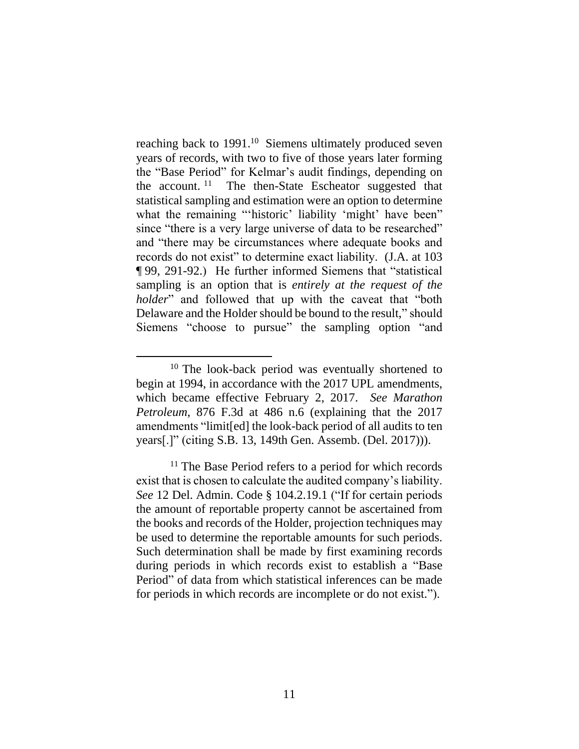reaching back to 1991.[10] Siemens ultimately produced seven years of records, with two to five of those years later forming the "Base Period" for Kelmar's audit findings, depending on the account.[11] The then-State Escheator suggested that statistical sampling and estimation were an option to determine what the remaining "'historic' liability 'might' have been" since "there is a very large universe of data to be researched" and "there may be circumstances where adequate books and records do not exist" to determine exact liability. (J.A. at 103 ¶ 99, 291-92.) He further informed Siemens that "statistical sampling is an option that is *entirely at the request of the holder*" and followed that up with the caveat that "both Delaware and the Holder should be bound to the result," should Siemens "choose to pursue" the sampling option "and

---

[10] The look-back period was eventually shortened to begin at 1994, in accordance with the 2017 UPL amendments, which became effective February 2, 2017. *See Marathon Petroleum*, 876 F.3d at 486 n.6 (explaining that the 2017 amendments "limit[ed] the look-back period of all audits to ten years[.]" (citing S.B. 13, 149th Gen. Assemb. (Del. 2017))).

[11] The Base Period refers to a period for which records exist that is chosen to calculate the audited company's liability. *See* 12 Del. Admin. Code § 104.2.19.1 ("If for certain periods the amount of reportable property cannot be ascertained from the books and records of the Holder, projection techniques may be used to determine the reportable amounts for such periods. Such determination shall be made by first examining records during periods in which records exist to establish a "Base Period" of data from which statistical inferences can be made for periods in which records are incomplete or do not exist.").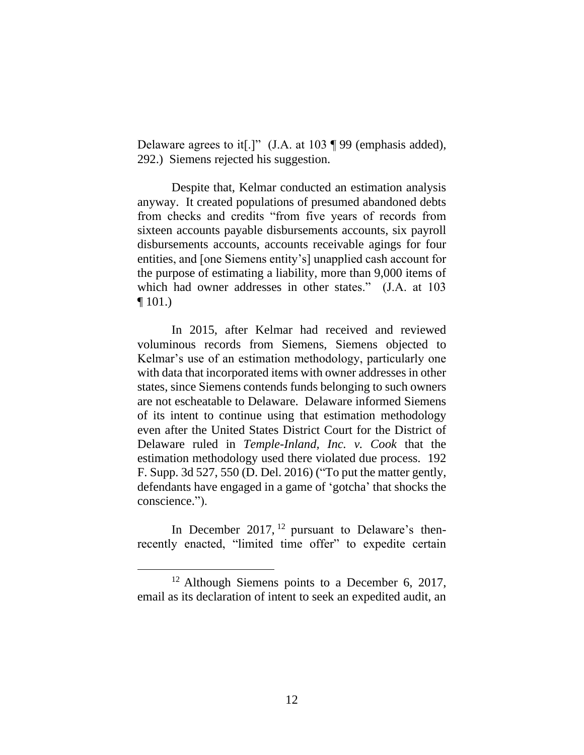Delaware agrees to it[.]" (J.A. at 103 ¶ 99 (emphasis added), 292.) Siemens rejected his suggestion.

Despite that, Kelmar conducted an estimation analysis anyway. It created populations of presumed abandoned debts from checks and credits "from five years of records from sixteen accounts payable disbursements accounts, six payroll disbursements accounts, accounts receivable agings for four entities, and [one Siemens entity's] unapplied cash account for the purpose of estimating a liability, more than 9,000 items of which had owner addresses in other states." (J.A. at 103 ¶ 101.)

In 2015, after Kelmar had received and reviewed voluminous records from Siemens, Siemens objected to Kelmar's use of an estimation methodology, particularly one with data that incorporated items with owner addresses in other states, since Siemens contends funds belonging to such owners are not escheatable to Delaware. Delaware informed Siemens of its intent to continue using that estimation methodology even after the United States District Court for the District of Delaware ruled in *Temple-Inland, Inc. v. Cook* that the estimation methodology used there violated due process. 192 F. Supp. 3d 527, 550 (D. Del. 2016) ("To put the matter gently, defendants have engaged in a game of 'gotcha' that shocks the conscience.").

In December 2017,[12] pursuant to Delaware's then-recently enacted, "limited time offer" to expedite certain

[12] Although Siemens points to a December 6, 2017, email as its declaration of intent to seek an expedited audit, an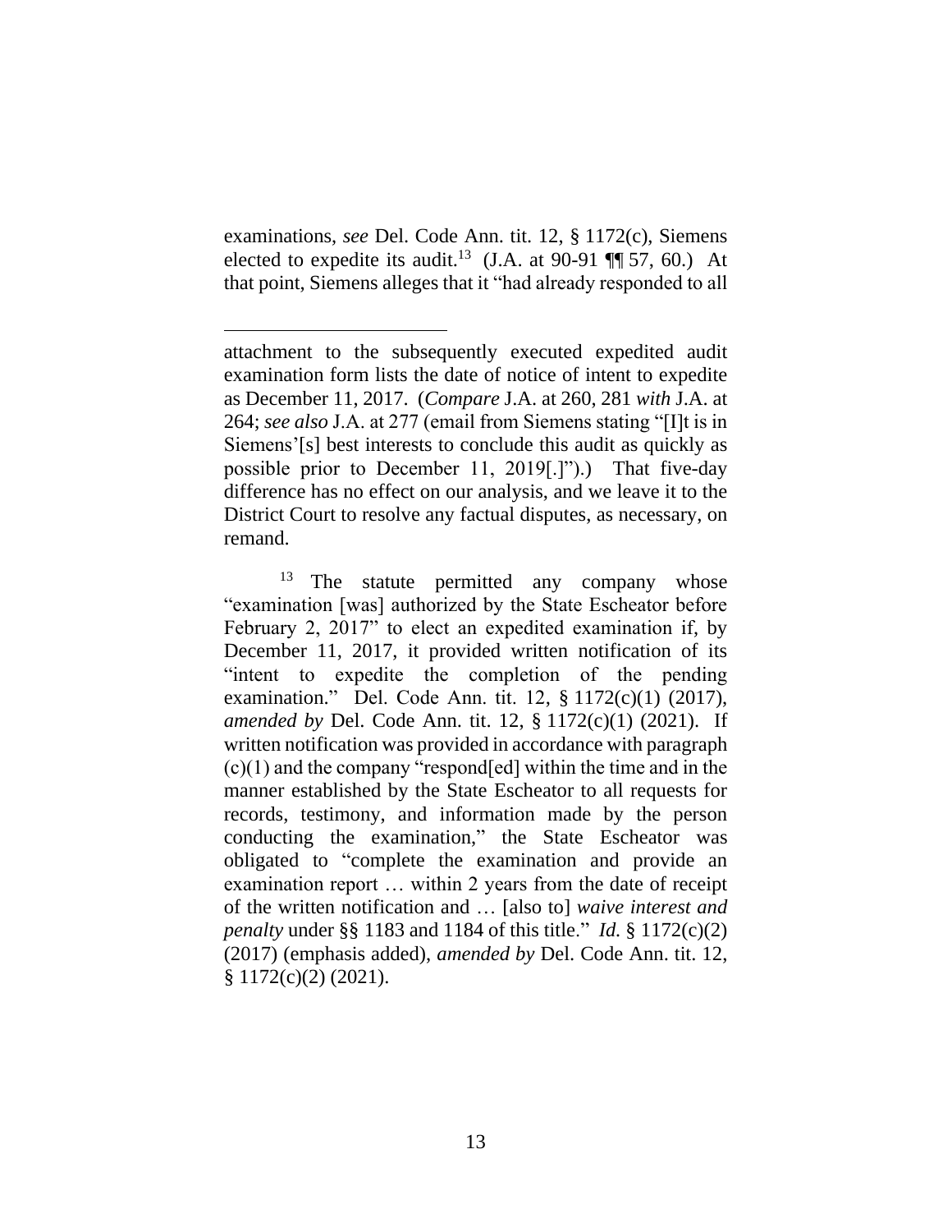examinations, *see* Del. Code Ann. tit. 12, § 1172(c), Siemens elected to expedite its audit.[13] (J.A. at 90-91 ¶¶ 57, 60.) At that point, Siemens alleges that it "had already responded to all

---

attachment to the subsequently executed expedited audit examination form lists the date of notice of intent to expedite as December 11, 2017. (*Compare* J.A. at 260, 281 *with* J.A. at 264; *see also* J.A. at 277 (email from Siemens stating "[I]t is in Siemens'[s] best interests to conclude this audit as quickly as possible prior to December 11, 2019[.]").) That five-day difference has no effect on our analysis, and we leave it to the District Court to resolve any factual disputes, as necessary, on remand.

[13] The statute permitted any company whose "examination [was] authorized by the State Escheator before February 2, 2017" to elect an expedited examination if, by December 11, 2017, it provided written notification of its "intent to expedite the completion of the pending examination." Del. Code Ann. tit. 12, § 1172(c)(1) (2017), *amended by* Del. Code Ann. tit. 12, § 1172(c)(1) (2021). If written notification was provided in accordance with paragraph (c)(1) and the company "respond[ed] within the time and in the manner established by the State Escheator to all requests for records, testimony, and information made by the person conducting the examination," the State Escheator was obligated to "complete the examination and provide an examination report … within 2 years from the date of receipt of the written notification and … [also to] *waive interest and penalty* under §§ 1183 and 1184 of this title." *Id.* § 1172(c)(2) (2017) (emphasis added), *amended by* Del. Code Ann. tit. 12, § 1172(c)(2) (2021).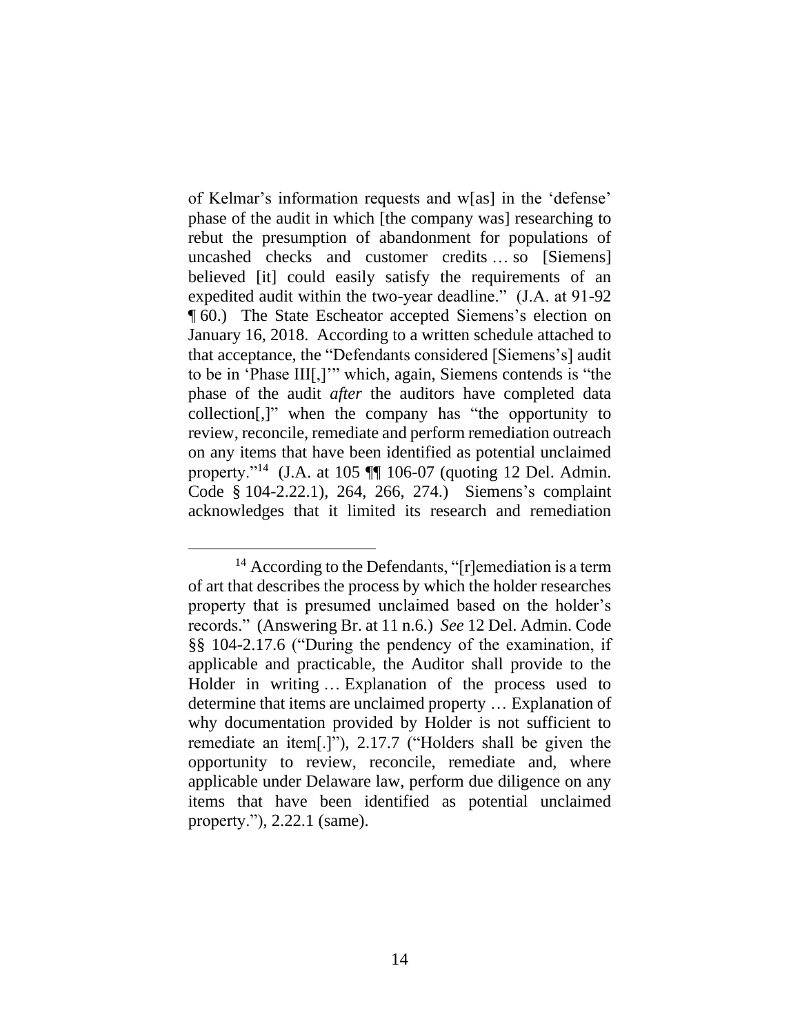of Kelmar's information requests and w[as] in the 'defense' phase of the audit in which [the company was] researching to rebut the presumption of abandonment for populations of uncashed checks and customer credits … so [Siemens] believed [it] could easily satisfy the requirements of an expedited audit within the two-year deadline." (J.A. at 91-92 ¶ 60.) The State Escheator accepted Siemens's election on January 16, 2018. According to a written schedule attached to that acceptance, the "Defendants considered [Siemens's] audit to be in 'Phase III[,]'" which, again, Siemens contends is "the phase of the audit *after* the auditors have completed data collection[,]" when the company has "the opportunity to review, reconcile, remediate and perform remediation outreach on any items that have been identified as potential unclaimed property."[14] (J.A. at 105 ¶¶ 106-07 (quoting 12 Del. Admin. Code § 104-2.22.1), 264, 266, 274.) Siemens's complaint acknowledges that it limited its research and remediation

---

[14] According to the Defendants, "[r]emediation is a term of art that describes the process by which the holder researches property that is presumed unclaimed based on the holder's records." (Answering Br. at 11 n.6.) *See* 12 Del. Admin. Code §§ 104-2.17.6 ("During the pendency of the examination, if applicable and practicable, the Auditor shall provide to the Holder in writing … Explanation of the process used to determine that items are unclaimed property … Explanation of why documentation provided by Holder is not sufficient to remediate an item[.]"), 2.17.7 ("Holders shall be given the opportunity to review, reconcile, remediate and, where applicable under Delaware law, perform due diligence on any items that have been identified as potential unclaimed property."), 2.22.1 (same).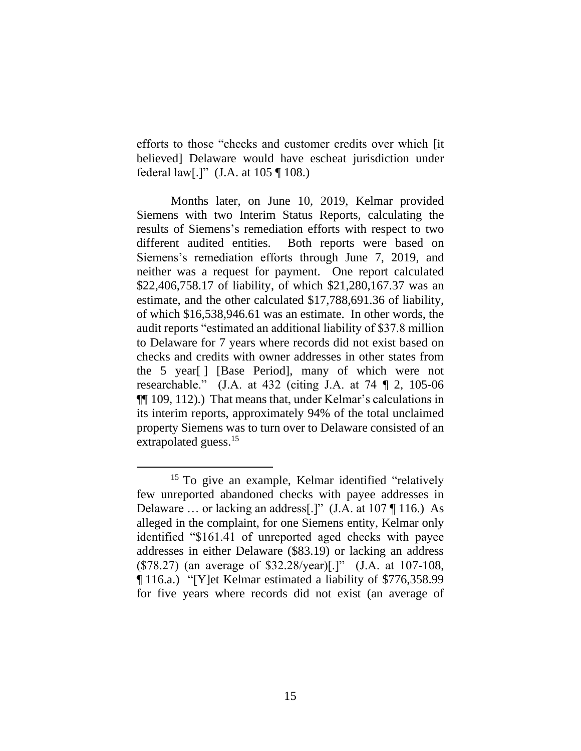efforts to those "checks and customer credits over which [it believed] Delaware would have escheat jurisdiction under federal law[.]" (J.A. at 105 ¶ 108.)

Months later, on June 10, 2019, Kelmar provided Siemens with two Interim Status Reports, calculating the results of Siemens's remediation efforts with respect to two different audited entities. Both reports were based on Siemens's remediation efforts through June 7, 2019, and neither was a request for payment. One report calculated $22,406,758.17 of liability, of which $21,280,167.37 was an estimate, and the other calculated $17,788,691.36 of liability, of which $16,538,946.61 was an estimate. In other words, the audit reports "estimated an additional liability of $37.8 million to Delaware for 7 years where records did not exist based on checks and credits with owner addresses in other states from the 5 year[ ] [Base Period], many of which were not researchable." (J.A. at 432 (citing J.A. at 74 ¶ 2, 105-06 ¶¶ 109, 112).) That means that, under Kelmar's calculations in its interim reports, approximately 94% of the total unclaimed property Siemens was to turn over to Delaware consisted of an extrapolated guess.[15]

[15] To give an example, Kelmar identified "relatively few unreported abandoned checks with payee addresses in Delaware … or lacking an address[.]" (J.A. at 107 ¶ 116.) As alleged in the complaint, for one Siemens entity, Kelmar only identified "$161.41 of unreported aged checks with payee addresses in either Delaware ($83.19) or lacking an address ($78.27) (an average of $32.28/year)[.]" (J.A. at 107-108, ¶ 116.a.) "[Y]et Kelmar estimated a liability of $776,358.99 for five years where records did not exist (an average of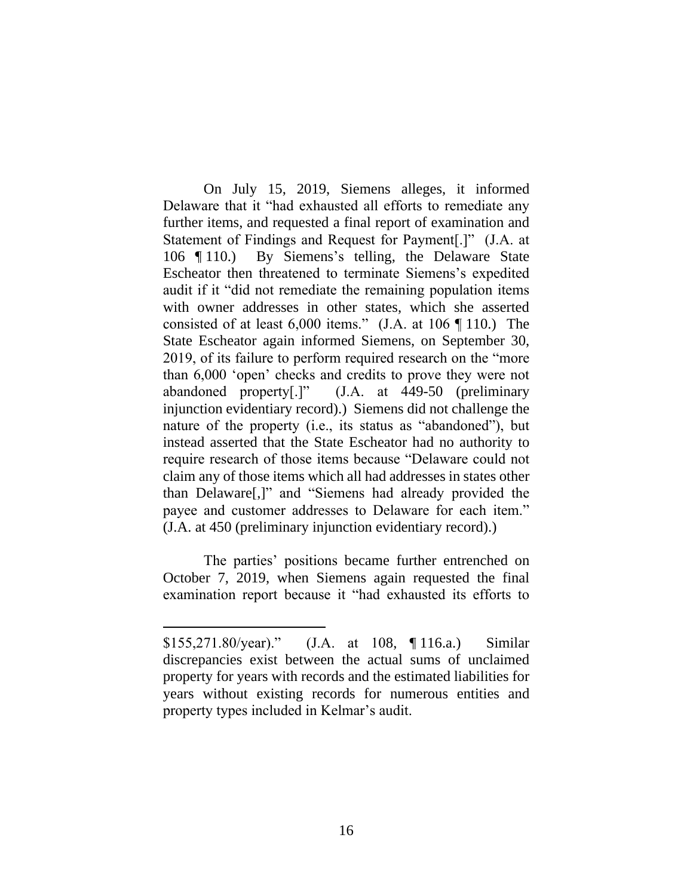On July 15, 2019, Siemens alleges, it informed Delaware that it "had exhausted all efforts to remediate any further items, and requested a final report of examination and Statement of Findings and Request for Payment[.]" (J.A. at 106 ¶ 110.) By Siemens's telling, the Delaware State Escheator then threatened to terminate Siemens's expedited audit if it "did not remediate the remaining population items with owner addresses in other states, which she asserted consisted of at least 6,000 items." (J.A. at 106 ¶ 110.) The State Escheator again informed Siemens, on September 30, 2019, of its failure to perform required research on the "more than 6,000 'open' checks and credits to prove they were not abandoned property[.]" (J.A. at 449-50 (preliminary injunction evidentiary record).) Siemens did not challenge the nature of the property (i.e., its status as "abandoned"), but instead asserted that the State Escheator had no authority to require research of those items because "Delaware could not claim any of those items which all had addresses in states other than Delaware[,]" and "Siemens had already provided the payee and customer addresses to Delaware for each item." (J.A. at 450 (preliminary injunction evidentiary record).)

The parties' positions became further entrenched on October 7, 2019, when Siemens again requested the final examination report because it "had exhausted its efforts to

---

$155,271.80/year)." (J.A. at 108, ¶ 116.a.) Similar discrepancies exist between the actual sums of unclaimed property for years with records and the estimated liabilities for years without existing records for numerous entities and property types included in Kelmar's audit.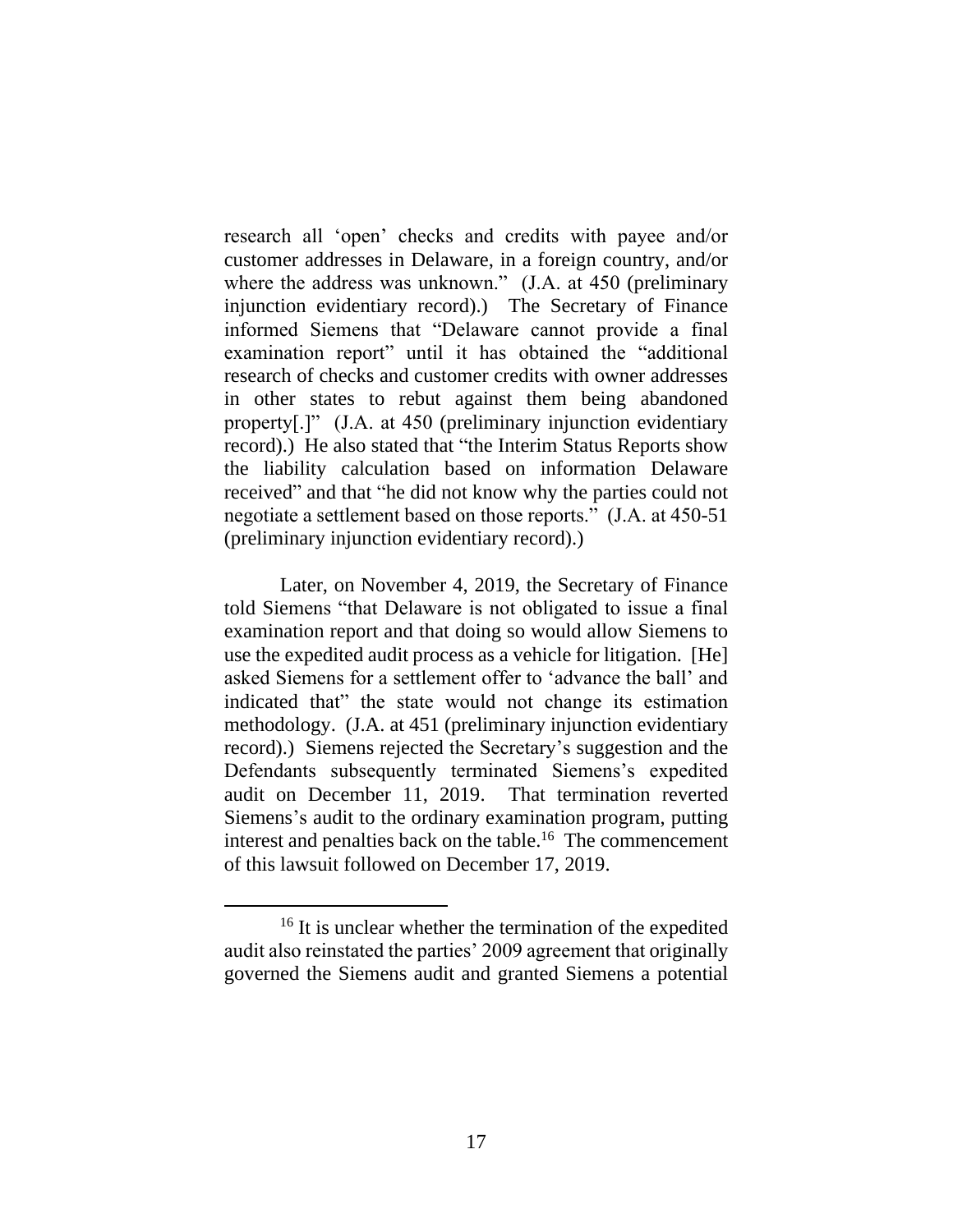research all 'open' checks and credits with payee and/or customer addresses in Delaware, in a foreign country, and/or where the address was unknown." (J.A. at 450 (preliminary injunction evidentiary record).) The Secretary of Finance informed Siemens that "Delaware cannot provide a final examination report" until it has obtained the "additional research of checks and customer credits with owner addresses in other states to rebut against them being abandoned property[.]" (J.A. at 450 (preliminary injunction evidentiary record).) He also stated that "the Interim Status Reports show the liability calculation based on information Delaware received" and that "he did not know why the parties could not negotiate a settlement based on those reports." (J.A. at 450-51 (preliminary injunction evidentiary record).)

Later, on November 4, 2019, the Secretary of Finance told Siemens "that Delaware is not obligated to issue a final examination report and that doing so would allow Siemens to use the expedited audit process as a vehicle for litigation. [He] asked Siemens for a settlement offer to 'advance the ball' and indicated that" the state would not change its estimation methodology. (J.A. at 451 (preliminary injunction evidentiary record).) Siemens rejected the Secretary's suggestion and the Defendants subsequently terminated Siemens's expedited audit on December 11, 2019. That termination reverted Siemens's audit to the ordinary examination program, putting interest and penalties back on the table.[16] The commencement of this lawsuit followed on December 17, 2019.

[16] It is unclear whether the termination of the expedited audit also reinstated the parties' 2009 agreement that originally governed the Siemens audit and granted Siemens a potential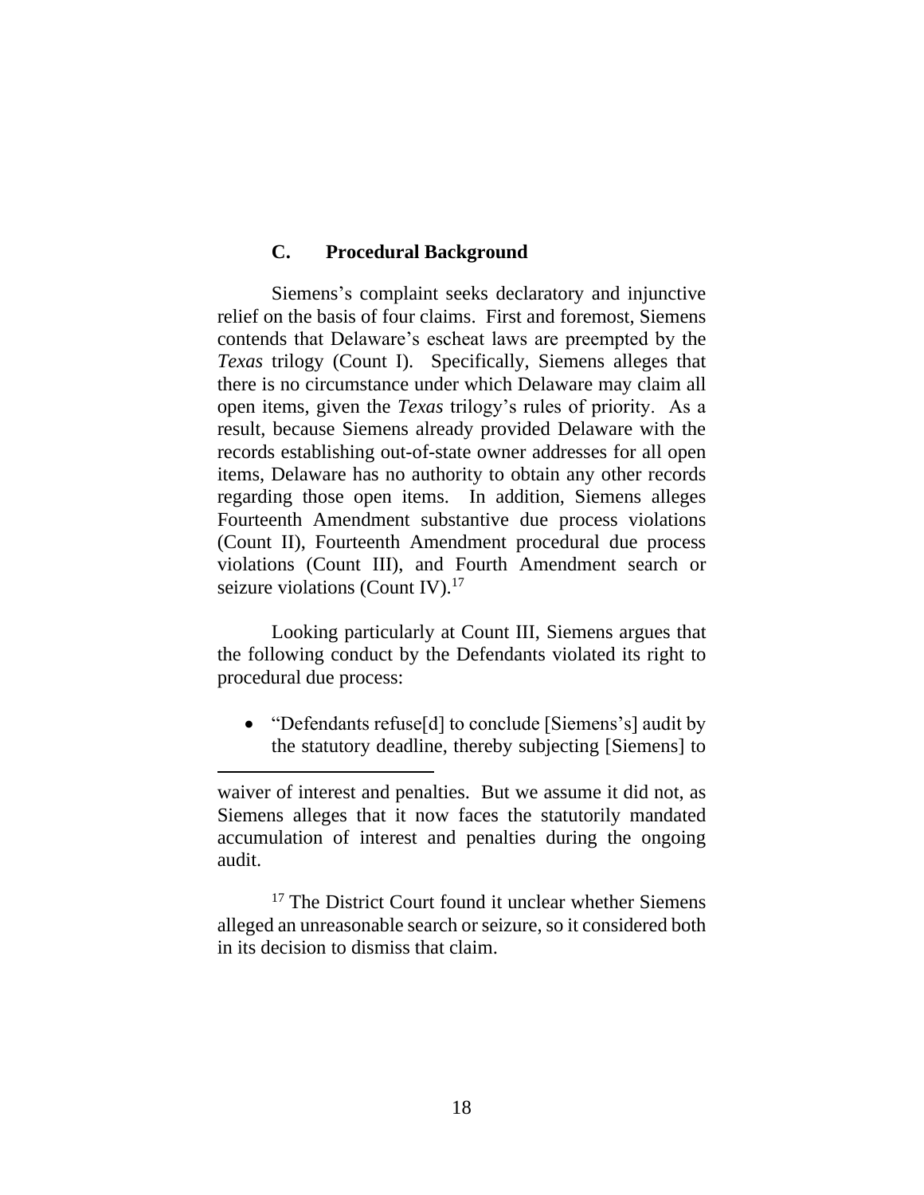### C. Procedural Background

Siemens's complaint seeks declaratory and injunctive relief on the basis of four claims. First and foremost, Siemens contends that Delaware's escheat laws are preempted by the *Texas* trilogy (Count I). Specifically, Siemens alleges that there is no circumstance under which Delaware may claim all open items, given the *Texas* trilogy's rules of priority. As a result, because Siemens already provided Delaware with the records establishing out-of-state owner addresses for all open items, Delaware has no authority to obtain any other records regarding those open items. In addition, Siemens alleges Fourteenth Amendment substantive due process violations (Count II), Fourteenth Amendment procedural due process violations (Count III), and Fourth Amendment search or seizure violations (Count IV).[17]

Looking particularly at Count III, Siemens argues that the following conduct by the Defendants violated its right to procedural due process:

- "Defendants refuse[d] to conclude [Siemens's] audit by the statutory deadline, thereby subjecting [Siemens] to

---

waiver of interest and penalties. But we assume it did not, as Siemens alleges that it now faces the statutorily mandated accumulation of interest and penalties during the ongoing audit.

[17] The District Court found it unclear whether Siemens alleged an unreasonable search or seizure, so it considered both in its decision to dismiss that claim.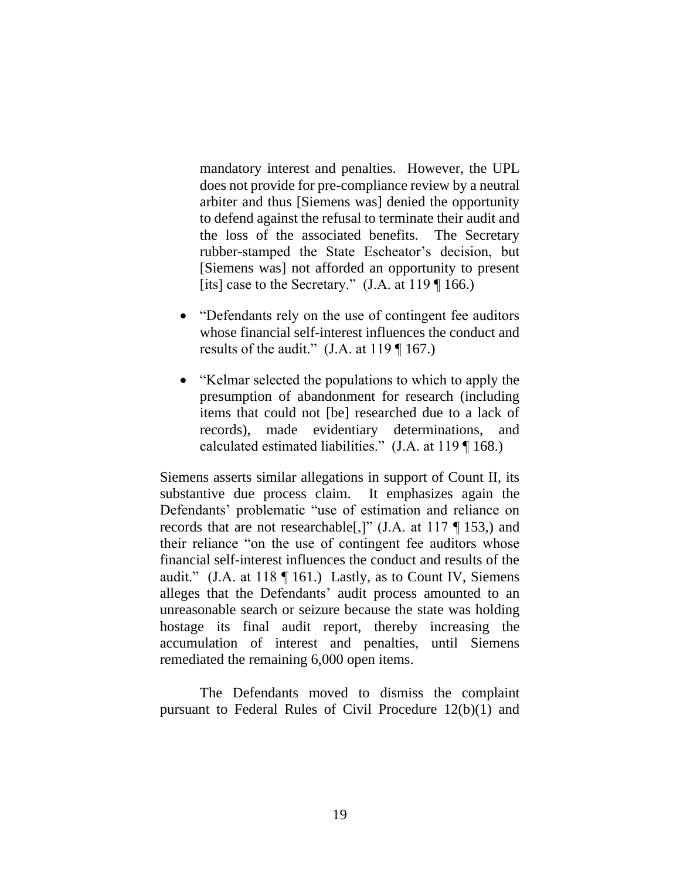mandatory interest and penalties. However, the UPL does not provide for pre-compliance review by a neutral arbiter and thus [Siemens was] denied the opportunity to defend against the refusal to terminate their audit and the loss of the associated benefits. The Secretary rubber-stamped the State Escheator's decision, but [Siemens was] not afforded an opportunity to present [its] case to the Secretary." (J.A. at 119 ¶ 166.)

- "Defendants rely on the use of contingent fee auditors whose financial self-interest influences the conduct and results of the audit." (J.A. at 119 ¶ 167.)
- "Kelmar selected the populations to which to apply the presumption of abandonment for research (including items that could not [be] researched due to a lack of records), made evidentiary determinations, and calculated estimated liabilities." (J.A. at 119 ¶ 168.)

Siemens asserts similar allegations in support of Count II, its substantive due process claim. It emphasizes again the Defendants' problematic "use of estimation and reliance on records that are not researchable[,]" (J.A. at 117 ¶ 153,) and their reliance "on the use of contingent fee auditors whose financial self-interest influences the conduct and results of the audit." (J.A. at 118 ¶ 161.) Lastly, as to Count IV, Siemens alleges that the Defendants' audit process amounted to an unreasonable search or seizure because the state was holding hostage its final audit report, thereby increasing the accumulation of interest and penalties, until Siemens remediated the remaining 6,000 open items.

The Defendants moved to dismiss the complaint pursuant to Federal Rules of Civil Procedure 12(b)(1) and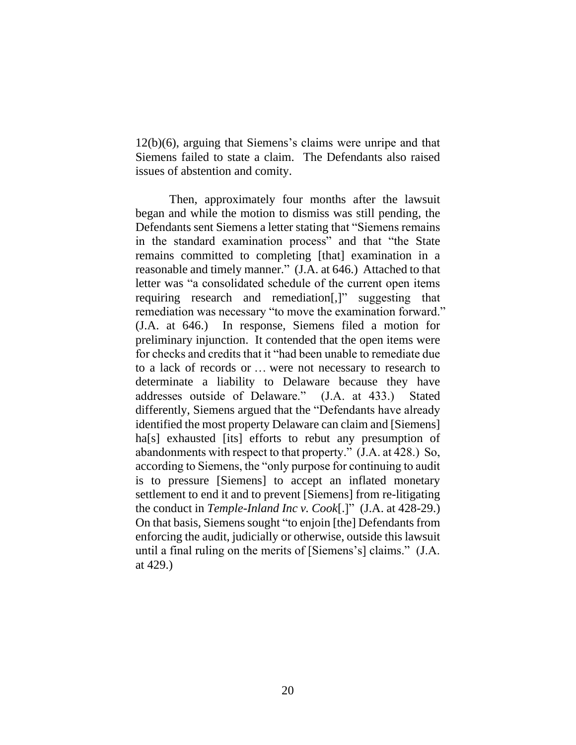12(b)(6), arguing that Siemens's claims were unripe and that Siemens failed to state a claim. The Defendants also raised issues of abstention and comity.

Then, approximately four months after the lawsuit began and while the motion to dismiss was still pending, the Defendants sent Siemens a letter stating that "Siemens remains in the standard examination process" and that "the State remains committed to completing [that] examination in a reasonable and timely manner." (J.A. at 646.) Attached to that letter was "a consolidated schedule of the current open items requiring research and remediation[,]" suggesting that remediation was necessary "to move the examination forward." (J.A. at 646.) In response, Siemens filed a motion for preliminary injunction. It contended that the open items were for checks and credits that it "had been unable to remediate due to a lack of records or … were not necessary to research to determine a liability to Delaware because they have addresses outside of Delaware." (J.A. at 433.) Stated differently, Siemens argued that the "Defendants have already identified the most property Delaware can claim and [Siemens] ha[s] exhausted [its] efforts to rebut any presumption of abandonments with respect to that property." (J.A. at 428.) So, according to Siemens, the "only purpose for continuing to audit is to pressure [Siemens] to accept an inflated monetary settlement to end it and to prevent [Siemens] from re-litigating the conduct in *Temple-Inland Inc v. Cook*[.]" (J.A. at 428-29.) On that basis, Siemens sought "to enjoin [the] Defendants from enforcing the audit, judicially or otherwise, outside this lawsuit until a final ruling on the merits of [Siemens's] claims." (J.A. at 429.)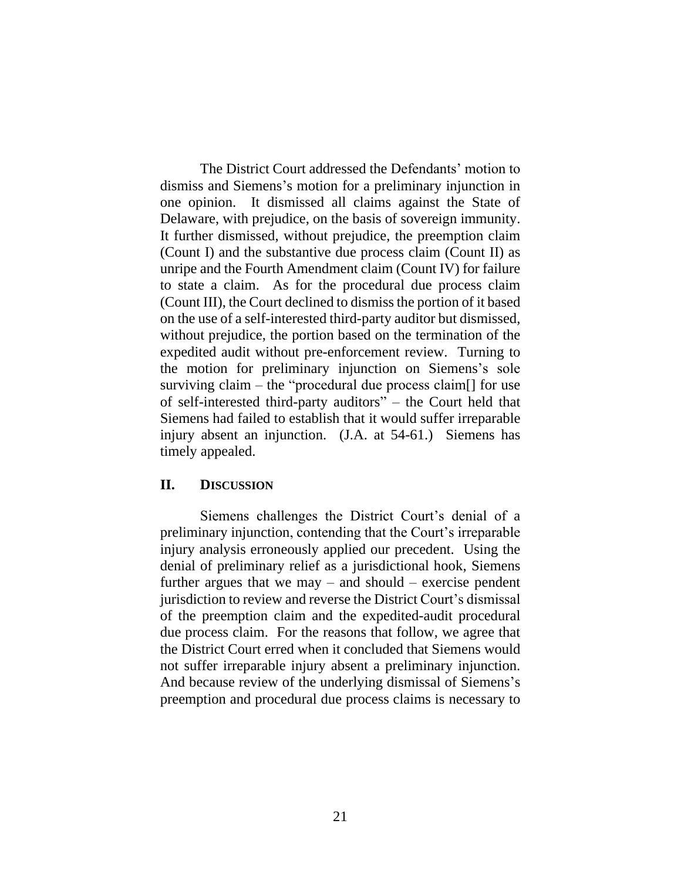The District Court addressed the Defendants' motion to dismiss and Siemens's motion for a preliminary injunction in one opinion. It dismissed all claims against the State of Delaware, with prejudice, on the basis of sovereign immunity. It further dismissed, without prejudice, the preemption claim (Count I) and the substantive due process claim (Count II) as unripe and the Fourth Amendment claim (Count IV) for failure to state a claim. As for the procedural due process claim (Count III), the Court declined to dismiss the portion of it based on the use of a self-interested third-party auditor but dismissed, without prejudice, the portion based on the termination of the expedited audit without pre-enforcement review. Turning to the motion for preliminary injunction on Siemens's sole surviving claim – the "procedural due process claim[] for use of self-interested third-party auditors" – the Court held that Siemens had failed to establish that it would suffer irreparable injury absent an injunction. (J.A. at 54-61.) Siemens has timely appealed.

## II. Discussion

Siemens challenges the District Court's denial of a preliminary injunction, contending that the Court's irreparable injury analysis erroneously applied our precedent. Using the denial of preliminary relief as a jurisdictional hook, Siemens further argues that we may – and should – exercise pendent jurisdiction to review and reverse the District Court's dismissal of the preemption claim and the expedited-audit procedural due process claim. For the reasons that follow, we agree that the District Court erred when it concluded that Siemens would not suffer irreparable injury absent a preliminary injunction. And because review of the underlying dismissal of Siemens's preemption and procedural due process claims is necessary to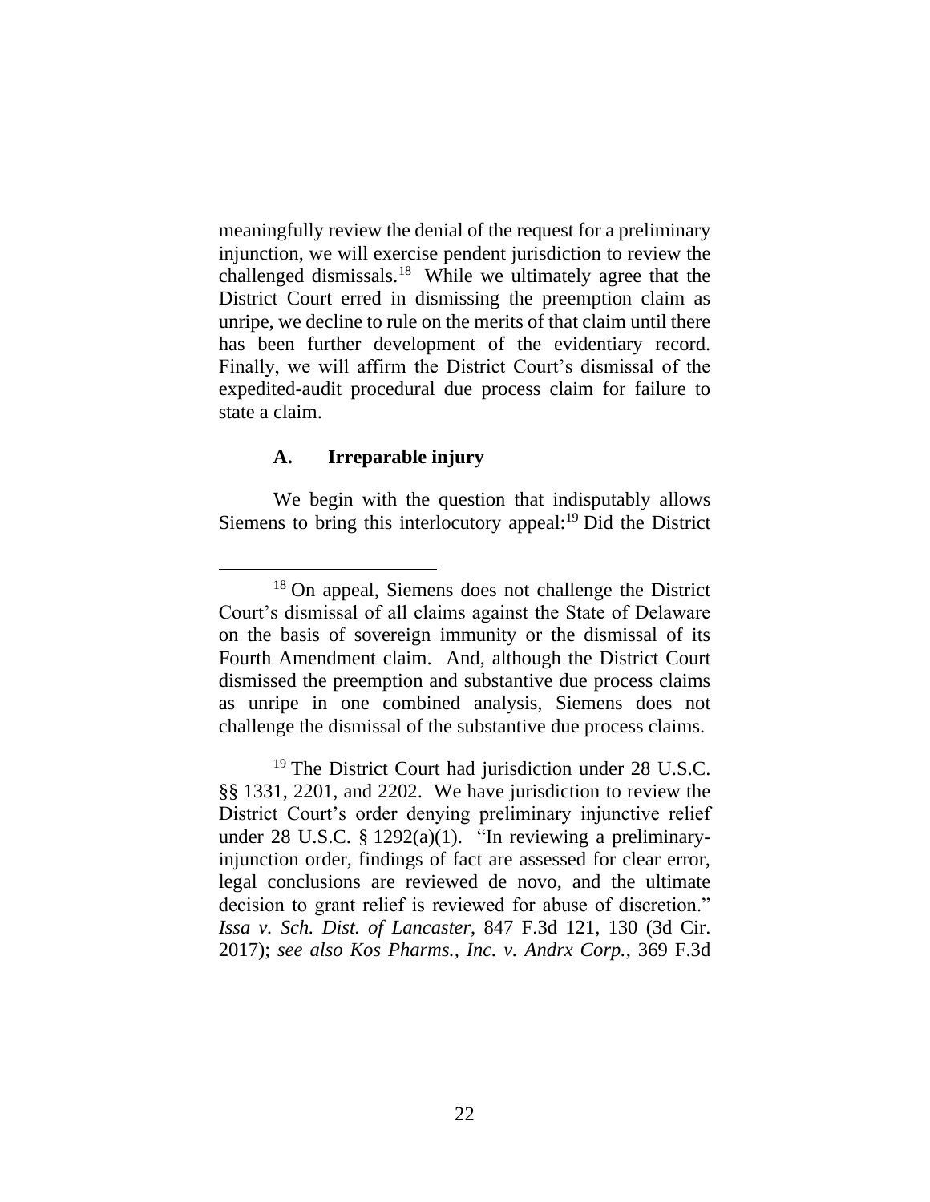meaningfully review the denial of the request for a preliminary injunction, we will exercise pendent jurisdiction to review the challenged dismissals.[18] While we ultimately agree that the District Court erred in dismissing the preemption claim as unripe, we decline to rule on the merits of that claim until there has been further development of the evidentiary record. Finally, we will affirm the District Court's dismissal of the expedited-audit procedural due process claim for failure to state a claim.

### A. Irreparable injury

We begin with the question that indisputably allows Siemens to bring this interlocutory appeal:[19] Did the District

---

[18] On appeal, Siemens does not challenge the District Court's dismissal of all claims against the State of Delaware on the basis of sovereign immunity or the dismissal of its Fourth Amendment claim. And, although the District Court dismissed the preemption and substantive due process claims as unripe in one combined analysis, Siemens does not challenge the dismissal of the substantive due process claims.

[19] The District Court had jurisdiction under 28 U.S.C. §§ 1331, 2201, and 2202. We have jurisdiction to review the District Court's order denying preliminary injunctive relief under 28 U.S.C. § 1292(a)(1). "In reviewing a preliminary-injunction order, findings of fact are assessed for clear error, legal conclusions are reviewed de novo, and the ultimate decision to grant relief is reviewed for abuse of discretion." *Issa v. Sch. Dist. of Lancaster*, 847 F.3d 121, 130 (3d Cir. 2017); *see also Kos Pharms., Inc. v. Andrx Corp.*, 369 F.3d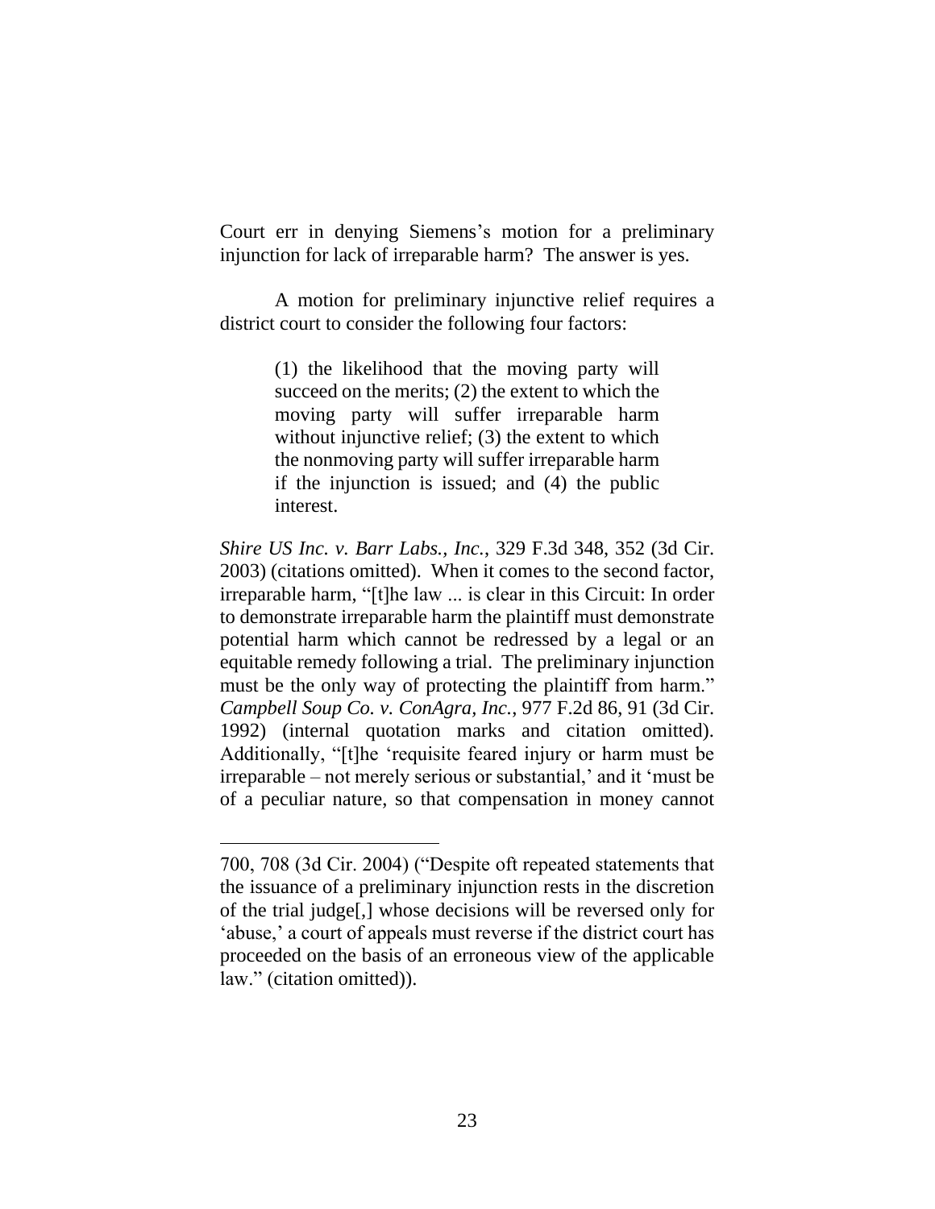Court err in denying Siemens's motion for a preliminary injunction for lack of irreparable harm? The answer is yes.

A motion for preliminary injunctive relief requires a district court to consider the following four factors:

> (1) the likelihood that the moving party will succeed on the merits; (2) the extent to which the moving party will suffer irreparable harm without injunctive relief; (3) the extent to which the nonmoving party will suffer irreparable harm if the injunction is issued; and (4) the public interest.

*Shire US Inc. v. Barr Labs., Inc.*, 329 F.3d 348, 352 (3d Cir. 2003) (citations omitted). When it comes to the second factor, irreparable harm, "[t]he law ... is clear in this Circuit: In order to demonstrate irreparable harm the plaintiff must demonstrate potential harm which cannot be redressed by a legal or an equitable remedy following a trial. The preliminary injunction must be the only way of protecting the plaintiff from harm." *Campbell Soup Co. v. ConAgra, Inc.*, 977 F.2d 86, 91 (3d Cir. 1992) (internal quotation marks and citation omitted). Additionally, "[t]he 'requisite feared injury or harm must be irreparable – not merely serious or substantial,' and it 'must be of a peculiar nature, so that compensation in money cannot

---

700, 708 (3d Cir. 2004) ("Despite oft repeated statements that the issuance of a preliminary injunction rests in the discretion of the trial judge[,] whose decisions will be reversed only for 'abuse,' a court of appeals must reverse if the district court has proceeded on the basis of an erroneous view of the applicable law." (citation omitted)).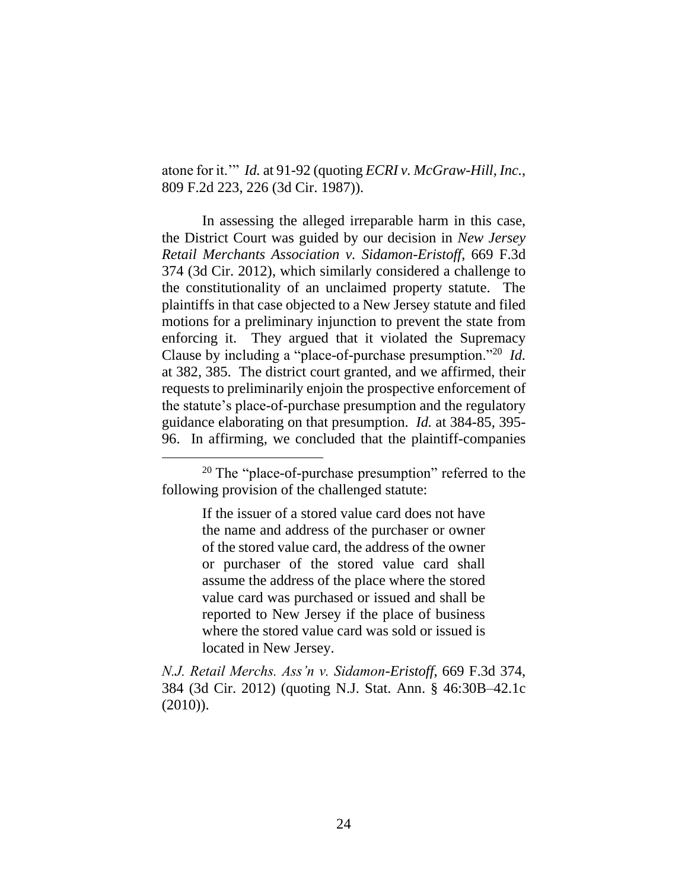atone for it.'" *Id.* at 91-92 (quoting *ECRI v. McGraw-Hill, Inc.*, 809 F.2d 223, 226 (3d Cir. 1987)).

In assessing the alleged irreparable harm in this case, the District Court was guided by our decision in *New Jersey Retail Merchants Association v. Sidamon-Eristoff*, 669 F.3d 374 (3d Cir. 2012), which similarly considered a challenge to the constitutionality of an unclaimed property statute. The plaintiffs in that case objected to a New Jersey statute and filed motions for a preliminary injunction to prevent the state from enforcing it. They argued that it violated the Supremacy Clause by including a "place-of-purchase presumption."[20] *Id.* at 382, 385. The district court granted, and we affirmed, their requests to preliminarily enjoin the prospective enforcement of the statute's place-of-purchase presumption and the regulatory guidance elaborating on that presumption. *Id.* at 384-85, 395-96. In affirming, we concluded that the plaintiff-companies

---

[20] The "place-of-purchase presumption" referred to the following provision of the challenged statute:

> If the issuer of a stored value card does not have the name and address of the purchaser or owner of the stored value card, the address of the owner or purchaser of the stored value card shall assume the address of the place where the stored value card was purchased or issued and shall be reported to New Jersey if the place of business where the stored value card was sold or issued is located in New Jersey.

*N.J. Retail Merchs. Ass'n v. Sidamon-Eristoff*, 669 F.3d 374, 384 (3d Cir. 2012) (quoting N.J. Stat. Ann. § 46:30B–42.1c (2010)).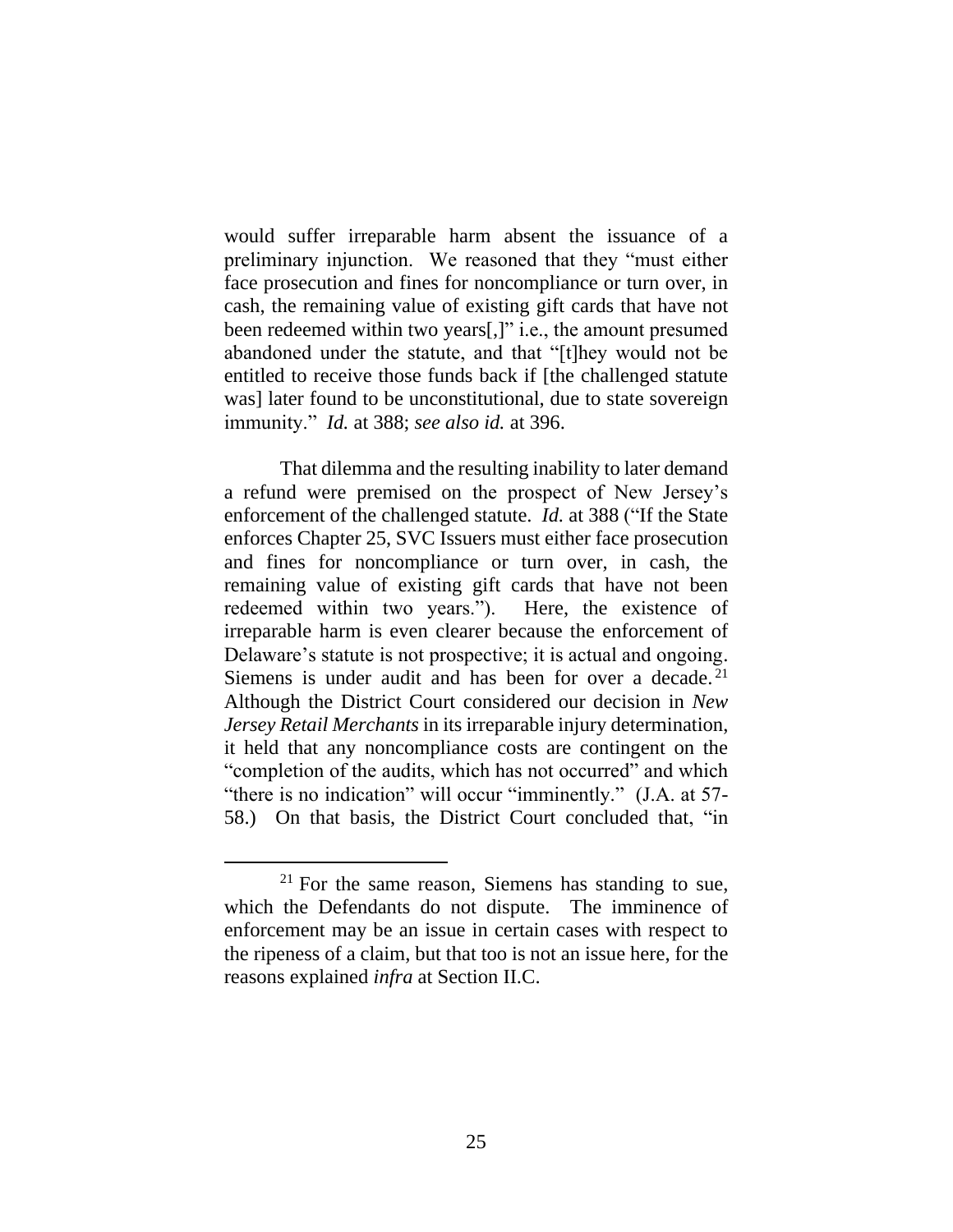would suffer irreparable harm absent the issuance of a preliminary injunction. We reasoned that they "must either face prosecution and fines for noncompliance or turn over, in cash, the remaining value of existing gift cards that have not been redeemed within two years[,]" i.e., the amount presumed abandoned under the statute, and that "[t]hey would not be entitled to receive those funds back if [the challenged statute was] later found to be unconstitutional, due to state sovereign immunity." *Id.* at 388; *see also id.* at 396.

That dilemma and the resulting inability to later demand a refund were premised on the prospect of New Jersey's enforcement of the challenged statute. *Id.* at 388 ("If the State enforces Chapter 25, SVC Issuers must either face prosecution and fines for noncompliance or turn over, in cash, the remaining value of existing gift cards that have not been redeemed within two years."). Here, the existence of irreparable harm is even clearer because the enforcement of Delaware's statute is not prospective; it is actual and ongoing. Siemens is under audit and has been for over a decade.[21] Although the District Court considered our decision in *New Jersey Retail Merchants* in its irreparable injury determination, it held that any noncompliance costs are contingent on the "completion of the audits, which has not occurred" and which "there is no indication" will occur "imminently." (J.A. at 57-58.) On that basis, the District Court concluded that, "in

[21] For the same reason, Siemens has standing to sue, which the Defendants do not dispute. The imminence of enforcement may be an issue in certain cases with respect to the ripeness of a claim, but that too is not an issue here, for the reasons explained *infra* at Section II.C.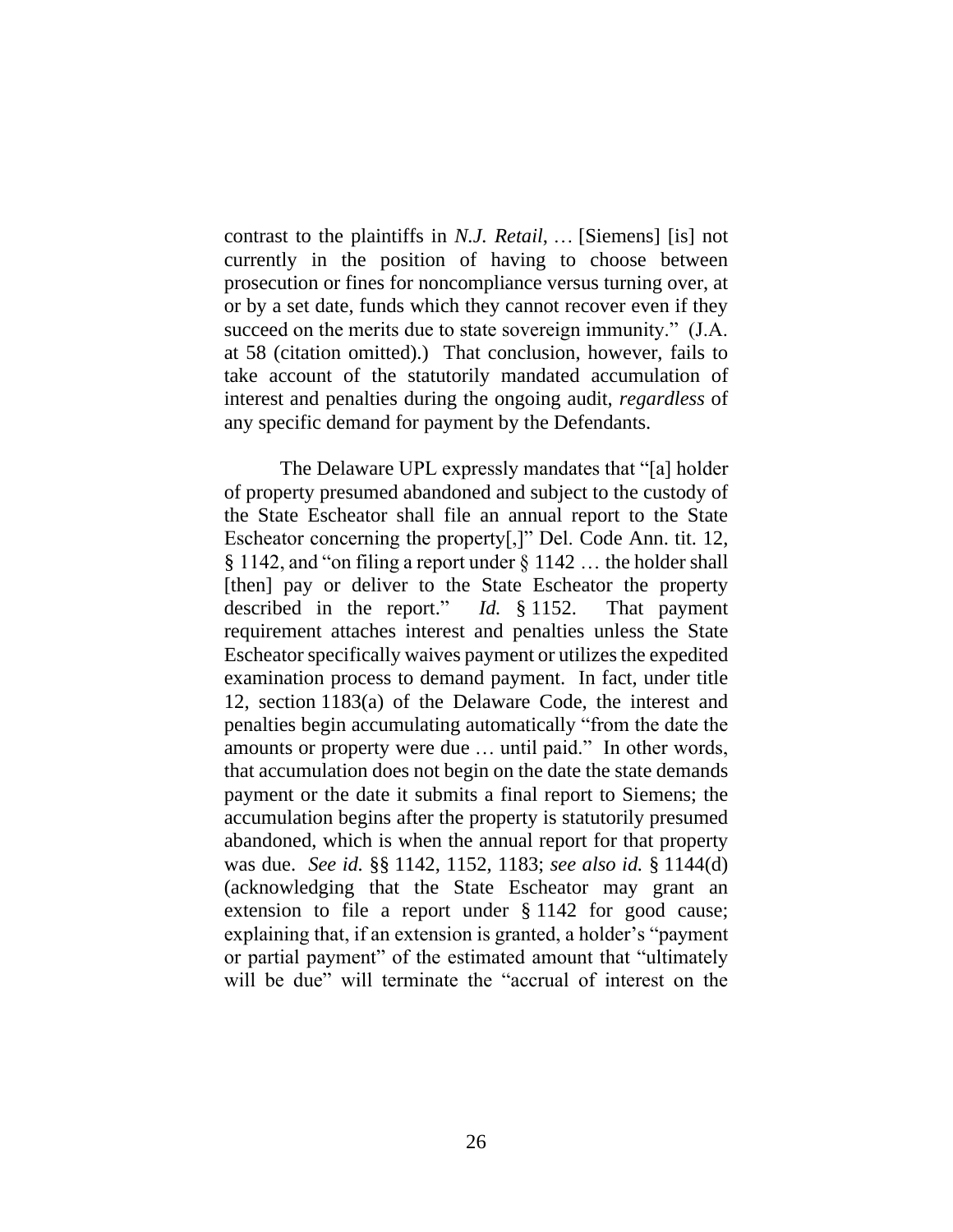contrast to the plaintiffs in *N.J. Retail*, … [Siemens] [is] not currently in the position of having to choose between prosecution or fines for noncompliance versus turning over, at or by a set date, funds which they cannot recover even if they succeed on the merits due to state sovereign immunity." (J.A. at 58 (citation omitted).) That conclusion, however, fails to take account of the statutorily mandated accumulation of interest and penalties during the ongoing audit, *regardless* of any specific demand for payment by the Defendants.

The Delaware UPL expressly mandates that "[a] holder of property presumed abandoned and subject to the custody of the State Escheator shall file an annual report to the State Escheator concerning the property[,]" Del. Code Ann. tit. 12, § 1142, and "on filing a report under § 1142 … the holder shall [then] pay or deliver to the State Escheator the property described in the report." *Id.* § 1152. That payment requirement attaches interest and penalties unless the State Escheator specifically waives payment or utilizes the expedited examination process to demand payment. In fact, under title 12, section 1183(a) of the Delaware Code, the interest and penalties begin accumulating automatically "from the date the amounts or property were due … until paid." In other words, that accumulation does not begin on the date the state demands payment or the date it submits a final report to Siemens; the accumulation begins after the property is statutorily presumed abandoned, which is when the annual report for that property was due. *See id.* §§ 1142, 1152, 1183; *see also id.* § 1144(d) (acknowledging that the State Escheator may grant an extension to file a report under § 1142 for good cause; explaining that, if an extension is granted, a holder's "payment or partial payment" of the estimated amount that "ultimately will be due" will terminate the "accrual of interest on the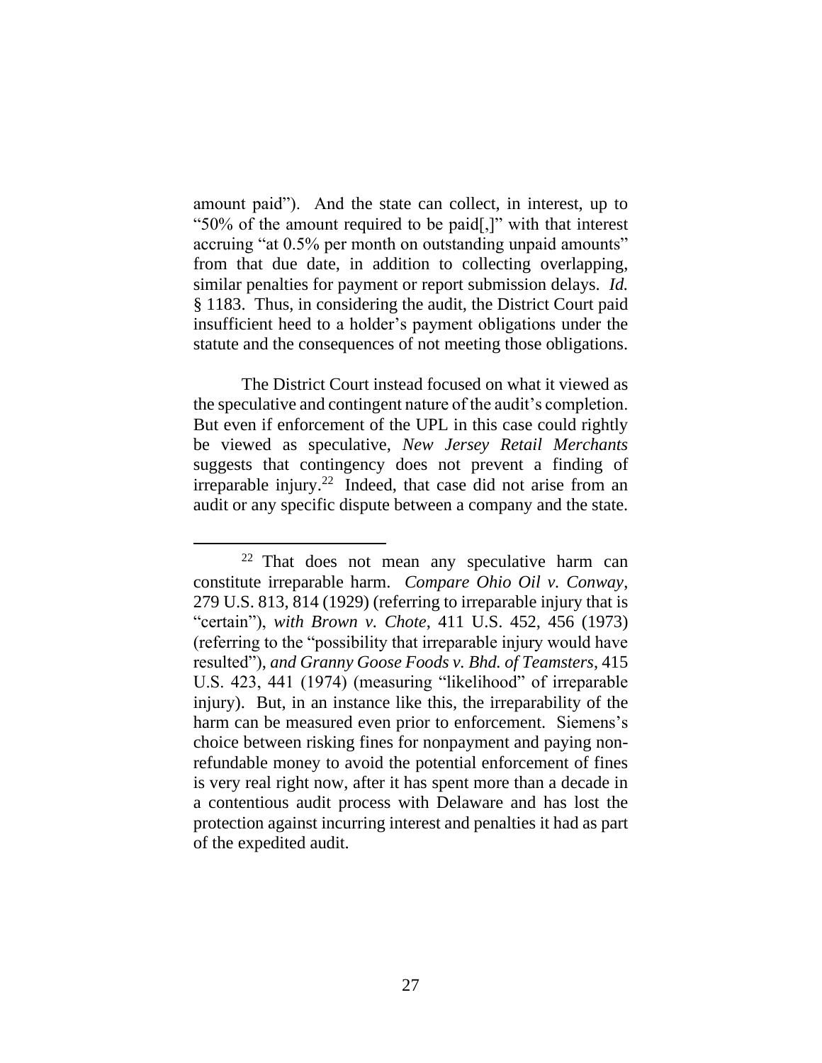amount paid"). And the state can collect, in interest, up to "50% of the amount required to be paid[,]" with that interest accruing "at 0.5% per month on outstanding unpaid amounts" from that due date, in addition to collecting overlapping, similar penalties for payment or report submission delays. *Id.* § 1183. Thus, in considering the audit, the District Court paid insufficient heed to a holder's payment obligations under the statute and the consequences of not meeting those obligations.

The District Court instead focused on what it viewed as the speculative and contingent nature of the audit's completion. But even if enforcement of the UPL in this case could rightly be viewed as speculative, *New Jersey Retail Merchants* suggests that contingency does not prevent a finding of irreparable injury.[22] Indeed, that case did not arise from an audit or any specific dispute between a company and the state.

[22] That does not mean any speculative harm can constitute irreparable harm. *Compare Ohio Oil v. Conway*, 279 U.S. 813, 814 (1929) (referring to irreparable injury that is "certain"), *with Brown v. Chote*, 411 U.S. 452, 456 (1973) (referring to the "possibility that irreparable injury would have resulted"), *and Granny Goose Foods v. Bhd. of Teamsters*, 415 U.S. 423, 441 (1974) (measuring "likelihood" of irreparable injury). But, in an instance like this, the irreparability of the harm can be measured even prior to enforcement. Siemens's choice between risking fines for nonpayment and paying non-refundable money to avoid the potential enforcement of fines is very real right now, after it has spent more than a decade in a contentious audit process with Delaware and has lost the protection against incurring interest and penalties it had as part of the expedited audit.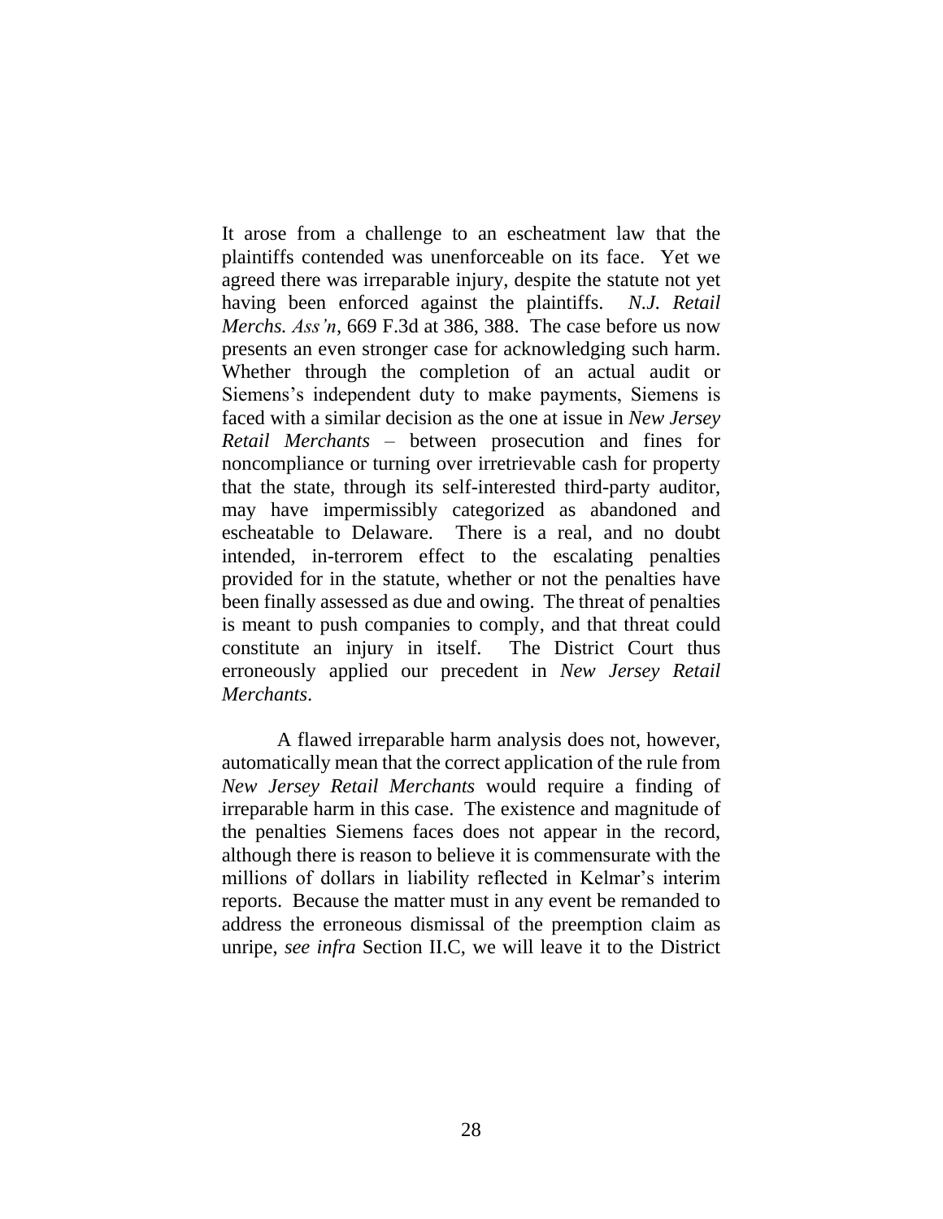It arose from a challenge to an escheatment law that the plaintiffs contended was unenforceable on its face. Yet we agreed there was irreparable injury, despite the statute not yet having been enforced against the plaintiffs. *N.J. Retail Merchs. Ass'n*, 669 F.3d at 386, 388. The case before us now presents an even stronger case for acknowledging such harm. Whether through the completion of an actual audit or Siemens's independent duty to make payments, Siemens is faced with a similar decision as the one at issue in *New Jersey Retail Merchants* – between prosecution and fines for noncompliance or turning over irretrievable cash for property that the state, through its self-interested third-party auditor, may have impermissibly categorized as abandoned and escheatable to Delaware. There is a real, and no doubt intended, in-terrorem effect to the escalating penalties provided for in the statute, whether or not the penalties have been finally assessed as due and owing. The threat of penalties is meant to push companies to comply, and that threat could constitute an injury in itself. The District Court thus erroneously applied our precedent in *New Jersey Retail Merchants*.

A flawed irreparable harm analysis does not, however, automatically mean that the correct application of the rule from *New Jersey Retail Merchants* would require a finding of irreparable harm in this case. The existence and magnitude of the penalties Siemens faces does not appear in the record, although there is reason to believe it is commensurate with the millions of dollars in liability reflected in Kelmar's interim reports. Because the matter must in any event be remanded to address the erroneous dismissal of the preemption claim as unripe, *see infra* Section II.C, we will leave it to the District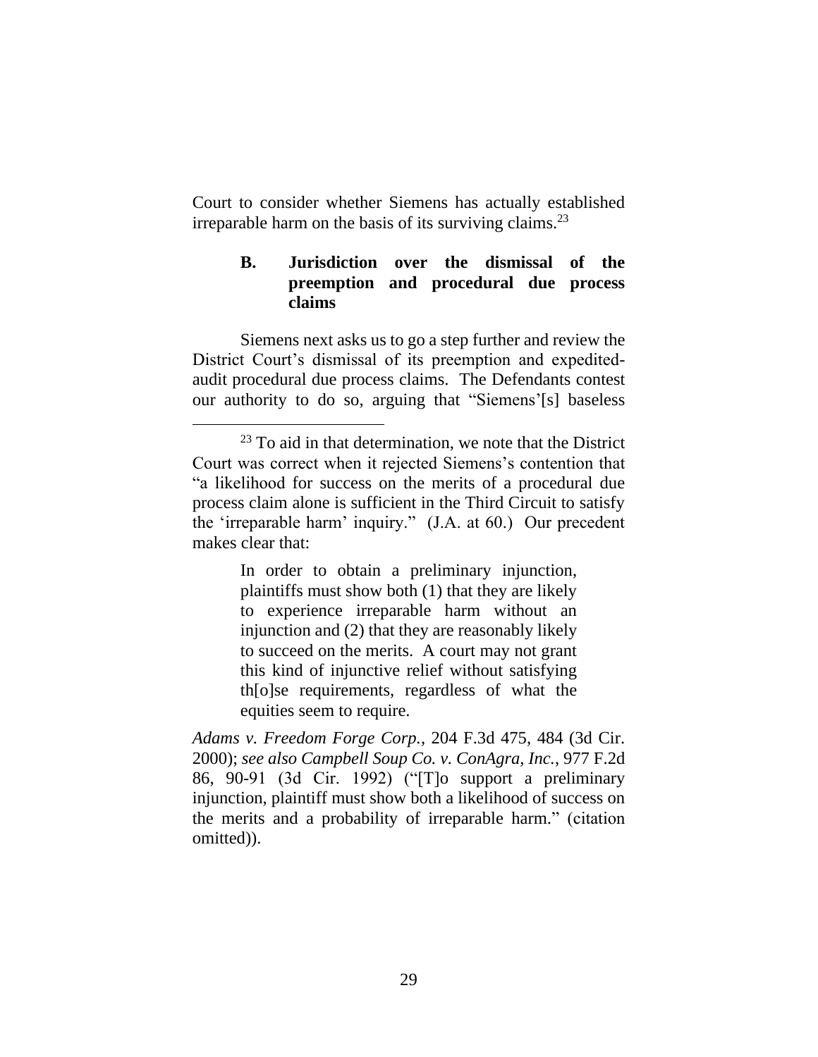Court to consider whether Siemens has actually established irreparable harm on the basis of its surviving claims.[23]

### B. Jurisdiction over the dismissal of the preemption and procedural due process claims

Siemens next asks us to go a step further and review the District Court's dismissal of its preemption and expedited-audit procedural due process claims. The Defendants contest our authority to do so, arguing that "Siemens'[s] baseless

---

[23] To aid in that determination, we note that the District Court was correct when it rejected Siemens's contention that "a likelihood for success on the merits of a procedural due process claim alone is sufficient in the Third Circuit to satisfy the 'irreparable harm' inquiry." (J.A. at 60.) Our precedent makes clear that:

> In order to obtain a preliminary injunction, plaintiffs must show both (1) that they are likely to experience irreparable harm without an injunction and (2) that they are reasonably likely to succeed on the merits. A court may not grant this kind of injunctive relief without satisfying th[o]se requirements, regardless of what the equities seem to require.

*Adams v. Freedom Forge Corp.*, 204 F.3d 475, 484 (3d Cir. 2000); *see also Campbell Soup Co. v. ConAgra, Inc.*, 977 F.2d 86, 90-91 (3d Cir. 1992) ("[T]o support a preliminary injunction, plaintiff must show both a likelihood of success on the merits and a probability of irreparable harm." (citation omitted)).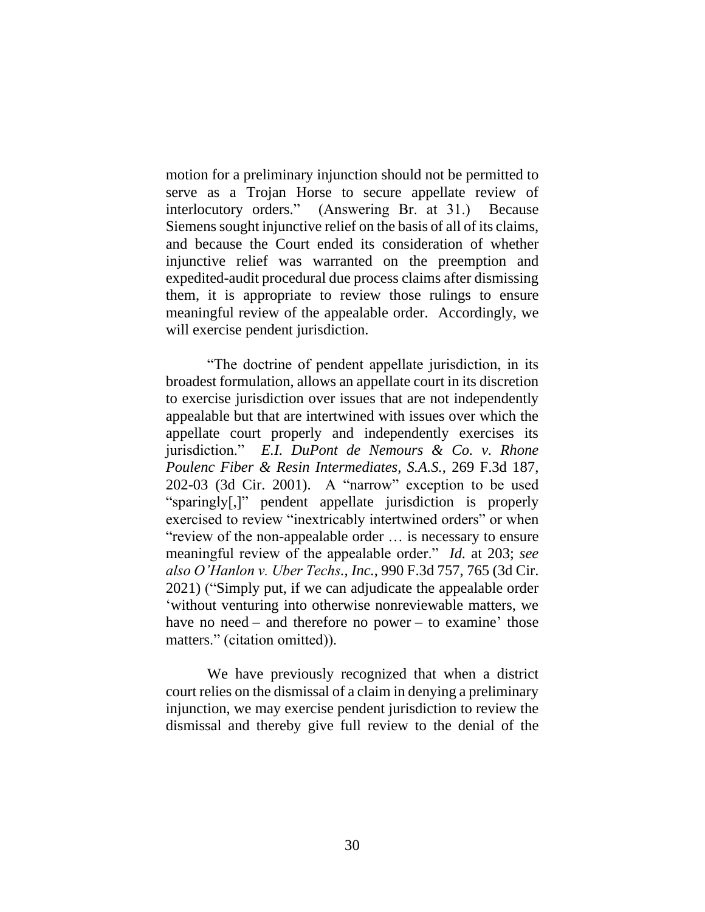motion for a preliminary injunction should not be permitted to serve as a Trojan Horse to secure appellate review of interlocutory orders." (Answering Br. at 31.) Because Siemens sought injunctive relief on the basis of all of its claims, and because the Court ended its consideration of whether injunctive relief was warranted on the preemption and expedited-audit procedural due process claims after dismissing them, it is appropriate to review those rulings to ensure meaningful review of the appealable order. Accordingly, we will exercise pendent jurisdiction.

"The doctrine of pendent appellate jurisdiction, in its broadest formulation, allows an appellate court in its discretion to exercise jurisdiction over issues that are not independently appealable but that are intertwined with issues over which the appellate court properly and independently exercises its jurisdiction." *E.I. DuPont de Nemours & Co. v. Rhone Poulenc Fiber & Resin Intermediates, S.A.S.*, 269 F.3d 187, 202-03 (3d Cir. 2001). A "narrow" exception to be used "sparingly[,]" pendent appellate jurisdiction is properly exercised to review "inextricably intertwined orders" or when "review of the non-appealable order … is necessary to ensure meaningful review of the appealable order." *Id.* at 203; *see also O'Hanlon v. Uber Techs., Inc.*, 990 F.3d 757, 765 (3d Cir. 2021) ("Simply put, if we can adjudicate the appealable order 'without venturing into otherwise nonreviewable matters, we have no need – and therefore no power – to examine' those matters." (citation omitted)).

We have previously recognized that when a district court relies on the dismissal of a claim in denying a preliminary injunction, we may exercise pendent jurisdiction to review the dismissal and thereby give full review to the denial of the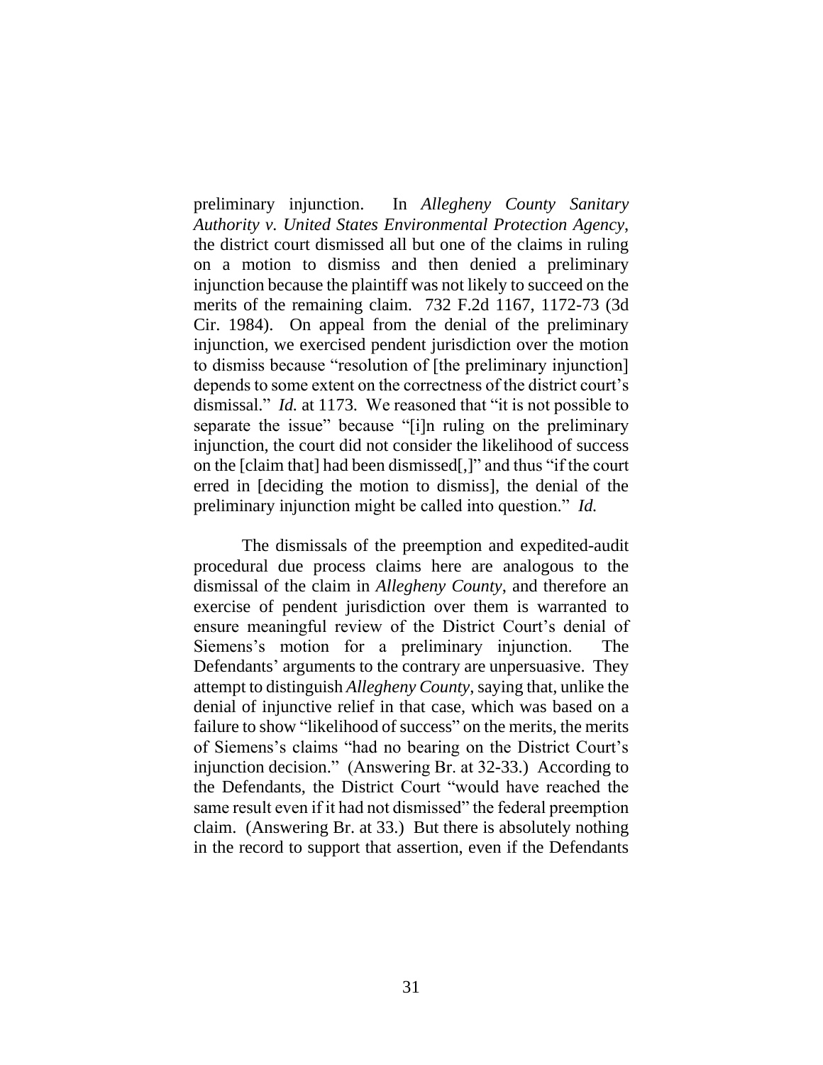preliminary injunction. In *Allegheny County Sanitary Authority v. United States Environmental Protection Agency*, the district court dismissed all but one of the claims in ruling on a motion to dismiss and then denied a preliminary injunction because the plaintiff was not likely to succeed on the merits of the remaining claim. 732 F.2d 1167, 1172-73 (3d Cir. 1984). On appeal from the denial of the preliminary injunction, we exercised pendent jurisdiction over the motion to dismiss because "resolution of [the preliminary injunction] depends to some extent on the correctness of the district court's dismissal." *Id.* at 1173. We reasoned that "it is not possible to separate the issue" because "[i]n ruling on the preliminary injunction, the court did not consider the likelihood of success on the [claim that] had been dismissed[,]" and thus "if the court erred in [deciding the motion to dismiss], the denial of the preliminary injunction might be called into question." *Id.*

The dismissals of the preemption and expedited-audit procedural due process claims here are analogous to the dismissal of the claim in *Allegheny County*, and therefore an exercise of pendent jurisdiction over them is warranted to ensure meaningful review of the District Court's denial of Siemens's motion for a preliminary injunction. The Defendants' arguments to the contrary are unpersuasive. They attempt to distinguish *Allegheny County*, saying that, unlike the denial of injunctive relief in that case, which was based on a failure to show "likelihood of success" on the merits, the merits of Siemens's claims "had no bearing on the District Court's injunction decision." (Answering Br. at 32-33.) According to the Defendants, the District Court "would have reached the same result even if it had not dismissed" the federal preemption claim. (Answering Br. at 33.) But there is absolutely nothing in the record to support that assertion, even if the Defendants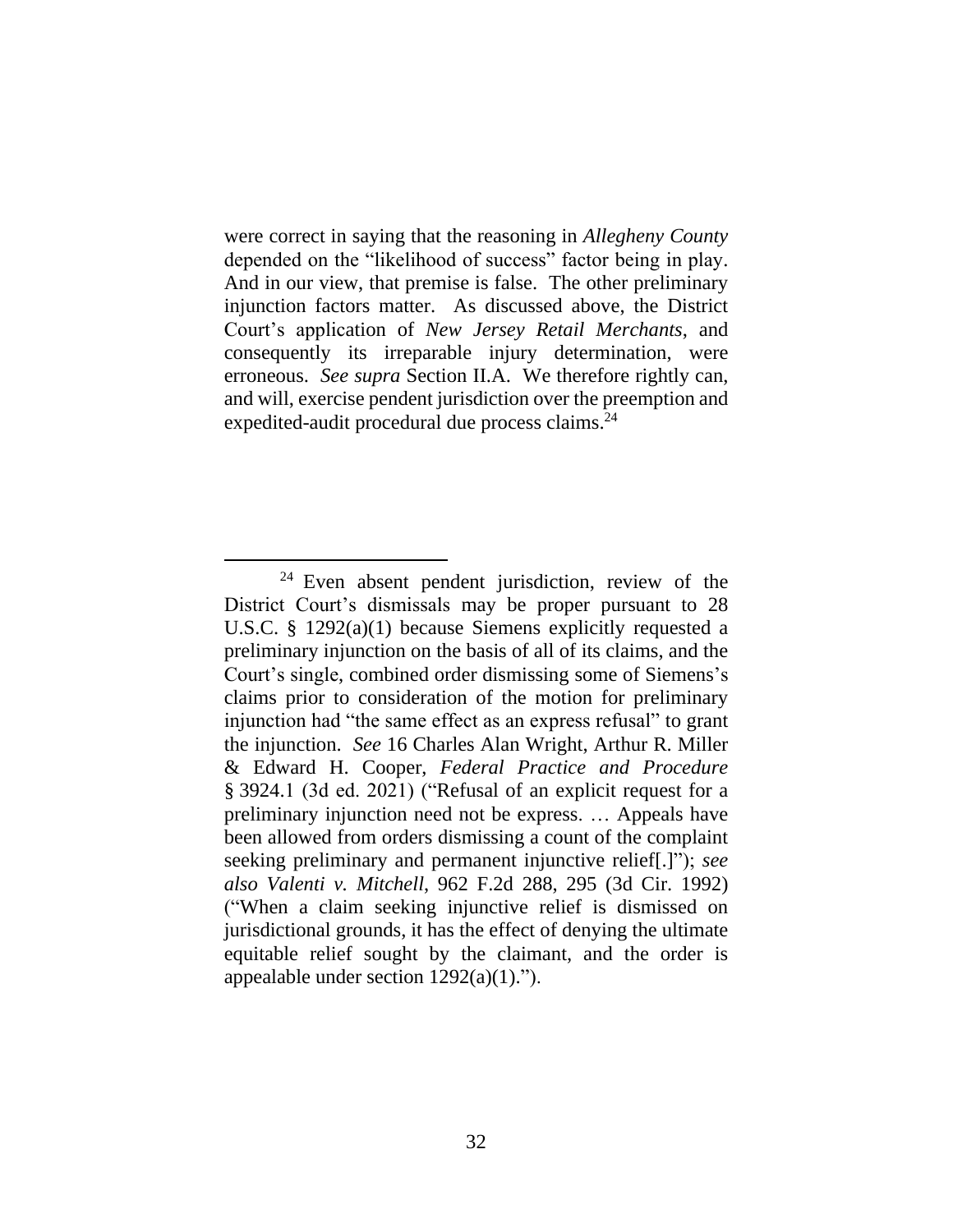were correct in saying that the reasoning in *Allegheny County* depended on the "likelihood of success" factor being in play. And in our view, that premise is false. The other preliminary injunction factors matter. As discussed above, the District Court's application of *New Jersey Retail Merchants*, and consequently its irreparable injury determination, were erroneous. *See supra* Section II.A. We therefore rightly can, and will, exercise pendent jurisdiction over the preemption and expedited-audit procedural due process claims.[24]

---

[24] Even absent pendent jurisdiction, review of the District Court's dismissals may be proper pursuant to 28 U.S.C. § 1292(a)(1) because Siemens explicitly requested a preliminary injunction on the basis of all of its claims, and the Court's single, combined order dismissing some of Siemens's claims prior to consideration of the motion for preliminary injunction had "the same effect as an express refusal" to grant the injunction. *See* 16 Charles Alan Wright, Arthur R. Miller & Edward H. Cooper, *Federal Practice and Procedure* § 3924.1 (3d ed. 2021) ("Refusal of an explicit request for a preliminary injunction need not be express. … Appeals have been allowed from orders dismissing a count of the complaint seeking preliminary and permanent injunctive relief[.]"); *see also Valenti v. Mitchell*, 962 F.2d 288, 295 (3d Cir. 1992) ("When a claim seeking injunctive relief is dismissed on jurisdictional grounds, it has the effect of denying the ultimate equitable relief sought by the claimant, and the order is appealable under section 1292(a)(1).").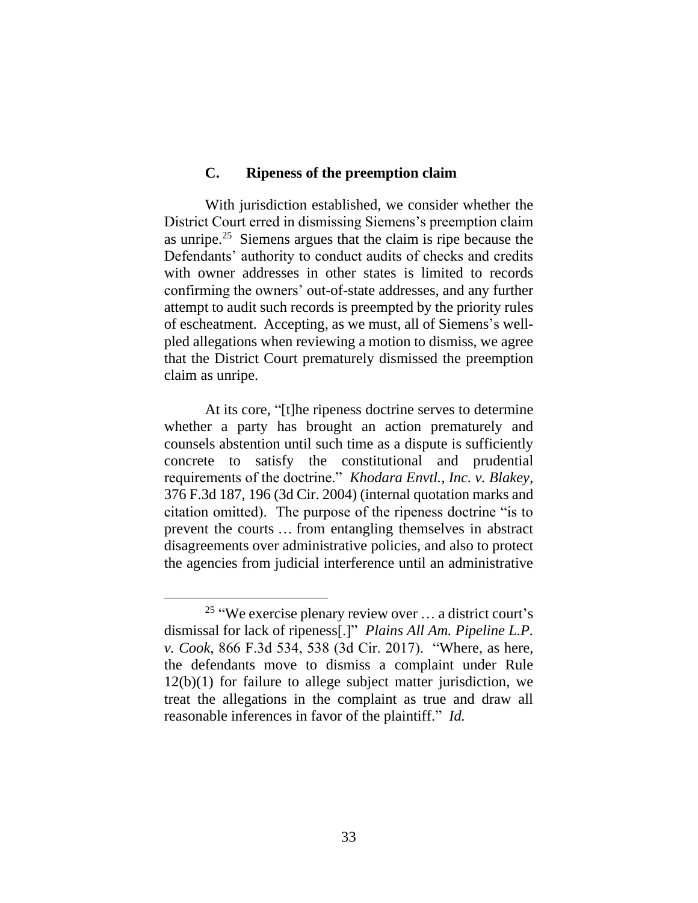### C. Ripeness of the preemption claim

With jurisdiction established, we consider whether the District Court erred in dismissing Siemens's preemption claim as unripe.[25] Siemens argues that the claim is ripe because the Defendants' authority to conduct audits of checks and credits with owner addresses in other states is limited to records confirming the owners' out-of-state addresses, and any further attempt to audit such records is preempted by the priority rules of escheatment. Accepting, as we must, all of Siemens's well-pled allegations when reviewing a motion to dismiss, we agree that the District Court prematurely dismissed the preemption claim as unripe.

At its core, "[t]he ripeness doctrine serves to determine whether a party has brought an action prematurely and counsels abstention until such time as a dispute is sufficiently concrete to satisfy the constitutional and prudential requirements of the doctrine." *Khodara Envtl., Inc. v. Blakey*, 376 F.3d 187, 196 (3d Cir. 2004) (internal quotation marks and citation omitted). The purpose of the ripeness doctrine "is to prevent the courts … from entangling themselves in abstract disagreements over administrative policies, and also to protect the agencies from judicial interference until an administrative

---

[25] "We exercise plenary review over … a district court's dismissal for lack of ripeness[.]" *Plains All Am. Pipeline L.P. v. Cook*, 866 F.3d 534, 538 (3d Cir. 2017). "Where, as here, the defendants move to dismiss a complaint under Rule 12(b)(1) for failure to allege subject matter jurisdiction, we treat the allegations in the complaint as true and draw all reasonable inferences in favor of the plaintiff." *Id.*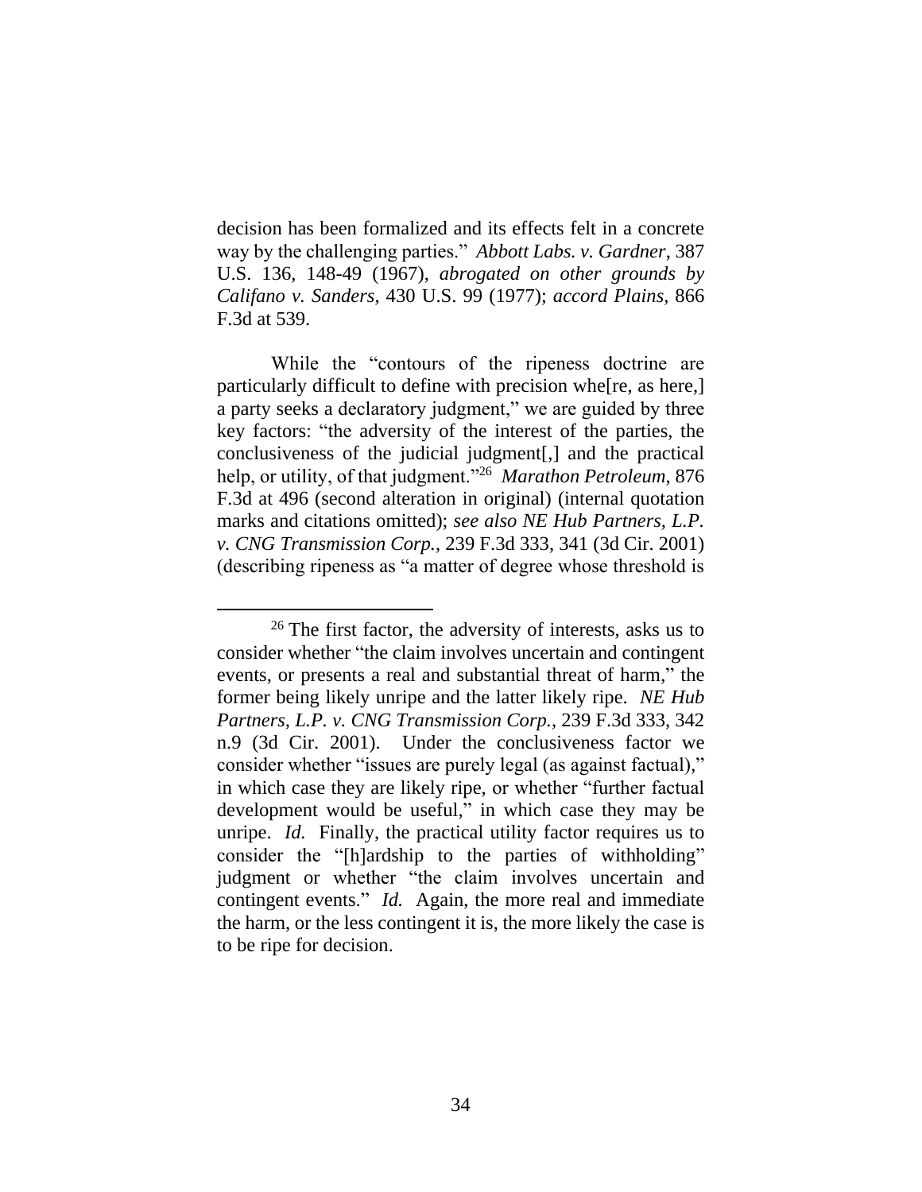decision has been formalized and its effects felt in a concrete way by the challenging parties." *Abbott Labs. v. Gardner*, 387 U.S. 136, 148-49 (1967), *abrogated on other grounds by Califano v. Sanders*, 430 U.S. 99 (1977); *accord Plains*, 866 F.3d at 539.

While the "contours of the ripeness doctrine are particularly difficult to define with precision whe[re, as here,] a party seeks a declaratory judgment," we are guided by three key factors: "the adversity of the interest of the parties, the conclusiveness of the judicial judgment[,] and the practical help, or utility, of that judgment."[26] *Marathon Petroleum*, 876 F.3d at 496 (second alteration in original) (internal quotation marks and citations omitted); *see also NE Hub Partners, L.P. v. CNG Transmission Corp.*, 239 F.3d 333, 341 (3d Cir. 2001) (describing ripeness as "a matter of degree whose threshold is

---

[26] The first factor, the adversity of interests, asks us to consider whether "the claim involves uncertain and contingent events, or presents a real and substantial threat of harm," the former being likely unripe and the latter likely ripe. *NE Hub Partners, L.P. v. CNG Transmission Corp.*, 239 F.3d 333, 342 n.9 (3d Cir. 2001). Under the conclusiveness factor we consider whether "issues are purely legal (as against factual)," in which case they are likely ripe, or whether "further factual development would be useful," in which case they may be unripe. *Id.* Finally, the practical utility factor requires us to consider the "[h]ardship to the parties of withholding" judgment or whether "the claim involves uncertain and contingent events." *Id.* Again, the more real and immediate the harm, or the less contingent it is, the more likely the case is to be ripe for decision.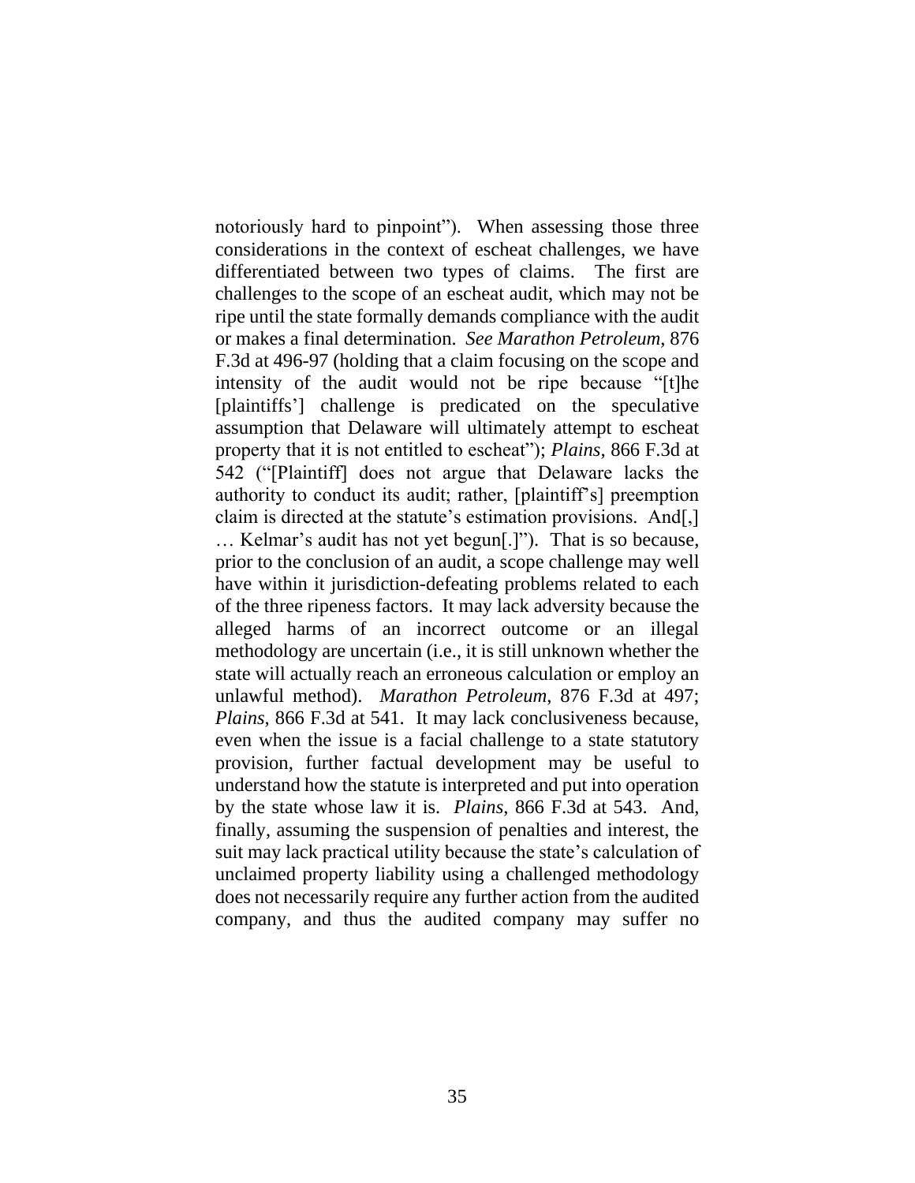notoriously hard to pinpoint"). When assessing those three considerations in the context of escheat challenges, we have differentiated between two types of claims. The first are challenges to the scope of an escheat audit, which may not be ripe until the state formally demands compliance with the audit or makes a final determination. *See Marathon Petroleum*, 876 F.3d at 496-97 (holding that a claim focusing on the scope and intensity of the audit would not be ripe because "[t]he [plaintiffs'] challenge is predicated on the speculative assumption that Delaware will ultimately attempt to escheat property that it is not entitled to escheat"); *Plains*, 866 F.3d at 542 ("[Plaintiff] does not argue that Delaware lacks the authority to conduct its audit; rather, [plaintiff's] preemption claim is directed at the statute's estimation provisions. And[,] … Kelmar's audit has not yet begun[.]"). That is so because, prior to the conclusion of an audit, a scope challenge may well have within it jurisdiction-defeating problems related to each of the three ripeness factors. It may lack adversity because the alleged harms of an incorrect outcome or an illegal methodology are uncertain (i.e., it is still unknown whether the state will actually reach an erroneous calculation or employ an unlawful method). *Marathon Petroleum*, 876 F.3d at 497; *Plains*, 866 F.3d at 541. It may lack conclusiveness because, even when the issue is a facial challenge to a state statutory provision, further factual development may be useful to understand how the statute is interpreted and put into operation by the state whose law it is. *Plains*, 866 F.3d at 543. And, finally, assuming the suspension of penalties and interest, the suit may lack practical utility because the state's calculation of unclaimed property liability using a challenged methodology does not necessarily require any further action from the audited company, and thus the audited company may suffer no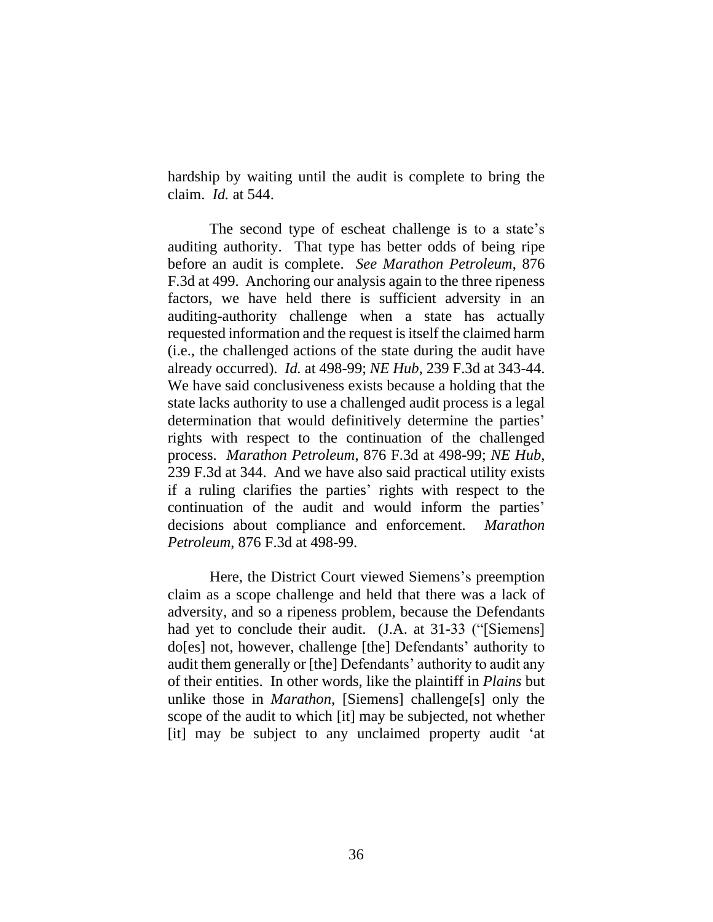hardship by waiting until the audit is complete to bring the claim. *Id.* at 544.

The second type of escheat challenge is to a state's auditing authority. That type has better odds of being ripe before an audit is complete. *See Marathon Petroleum*, 876 F.3d at 499. Anchoring our analysis again to the three ripeness factors, we have held there is sufficient adversity in an auditing-authority challenge when a state has actually requested information and the request is itself the claimed harm (i.e., the challenged actions of the state during the audit have already occurred). *Id.* at 498-99; *NE Hub*, 239 F.3d at 343-44. We have said conclusiveness exists because a holding that the state lacks authority to use a challenged audit process is a legal determination that would definitively determine the parties' rights with respect to the continuation of the challenged process. *Marathon Petroleum*, 876 F.3d at 498-99; *NE Hub*, 239 F.3d at 344. And we have also said practical utility exists if a ruling clarifies the parties' rights with respect to the continuation of the audit and would inform the parties' decisions about compliance and enforcement. *Marathon Petroleum*, 876 F.3d at 498-99.

Here, the District Court viewed Siemens's preemption claim as a scope challenge and held that there was a lack of adversity, and so a ripeness problem, because the Defendants had yet to conclude their audit. (J.A. at 31-33 ("[Siemens] do[es] not, however, challenge [the] Defendants' authority to audit them generally or [the] Defendants' authority to audit any of their entities. In other words, like the plaintiff in *Plains* but unlike those in *Marathon*, [Siemens] challenge[s] only the scope of the audit to which [it] may be subjected, not whether [it] may be subject to any unclaimed property audit 'at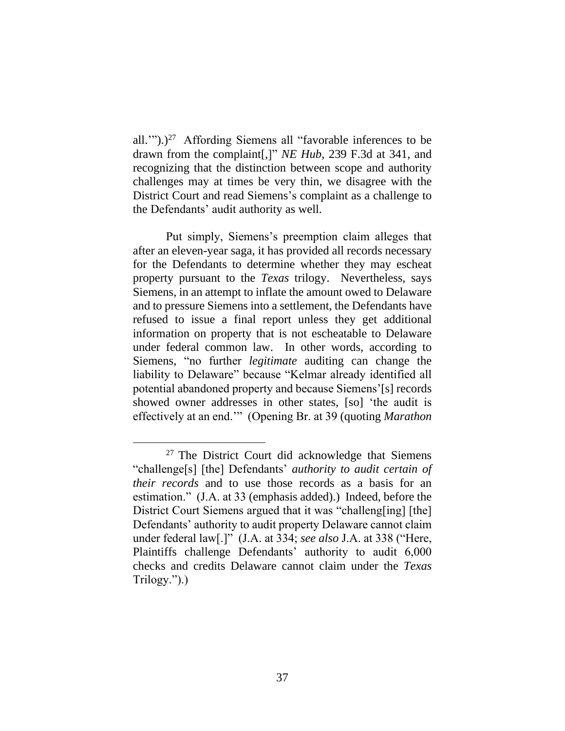all.'").)[27] Affording Siemens all "favorable inferences to be drawn from the complaint[,]" *NE Hub*, 239 F.3d at 341, and recognizing that the distinction between scope and authority challenges may at times be very thin, we disagree with the District Court and read Siemens's complaint as a challenge to the Defendants' audit authority as well.

Put simply, Siemens's preemption claim alleges that after an eleven-year saga, it has provided all records necessary for the Defendants to determine whether they may escheat property pursuant to the *Texas* trilogy. Nevertheless, says Siemens, in an attempt to inflate the amount owed to Delaware and to pressure Siemens into a settlement, the Defendants have refused to issue a final report unless they get additional information on property that is not escheatable to Delaware under federal common law. In other words, according to Siemens, "no further *legitimate* auditing can change the liability to Delaware" because "Kelmar already identified all potential abandoned property and because Siemens'[s] records showed owner addresses in other states, [so] 'the audit is effectively at an end.'" (Opening Br. at 39 (quoting *Marathon*

---

[27] The District Court did acknowledge that Siemens "challenge[s] [the] Defendants' *authority to audit certain of their records* and to use those records as a basis for an estimation." (J.A. at 33 (emphasis added).) Indeed, before the District Court Siemens argued that it was "challeng[ing] [the] Defendants' authority to audit property Delaware cannot claim under federal law[.]" (J.A. at 334; *see also* J.A. at 338 ("Here, Plaintiffs challenge Defendants' authority to audit 6,000 checks and credits Delaware cannot claim under the *Texas* Trilogy.").)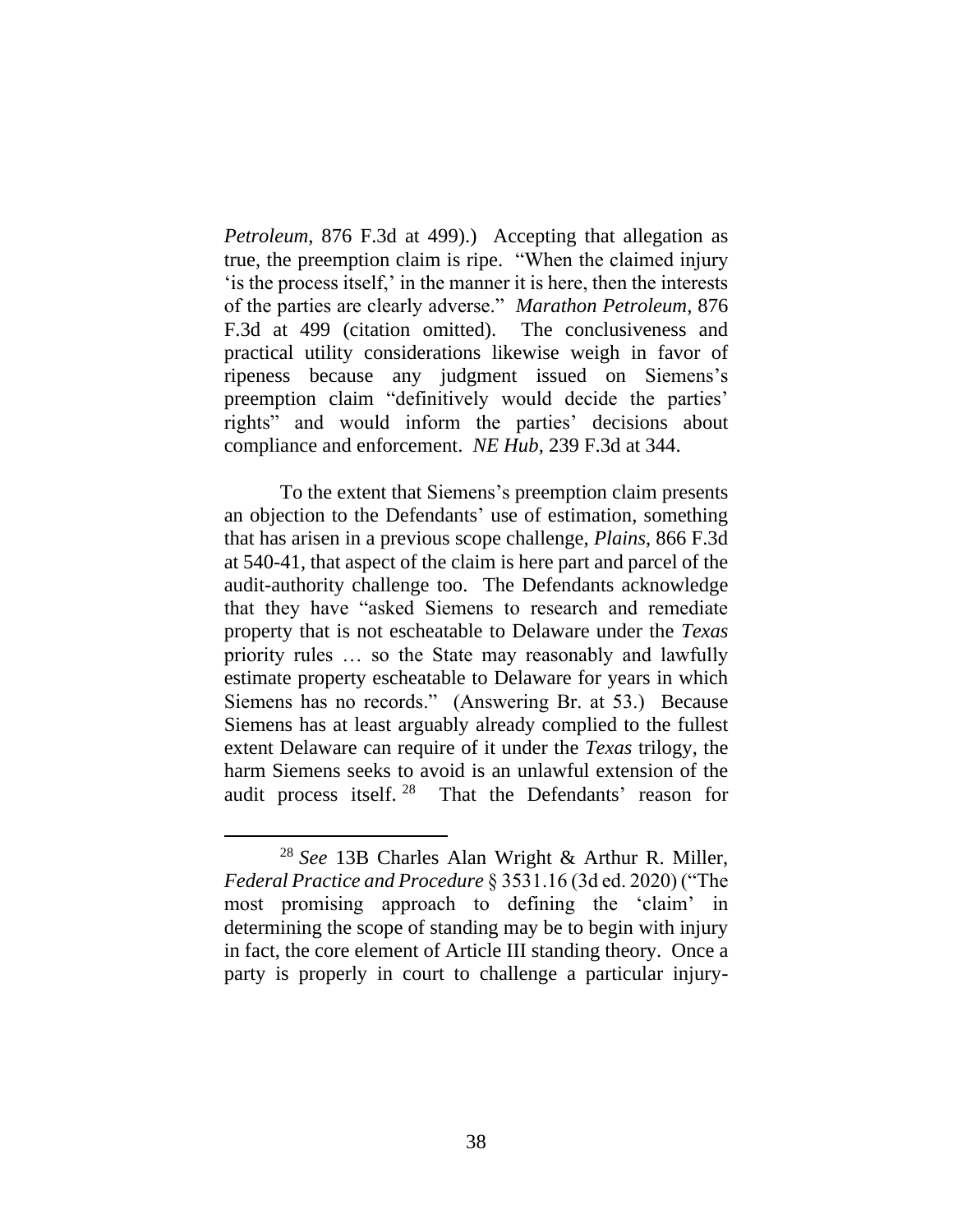*Petroleum*, 876 F.3d at 499).) Accepting that allegation as true, the preemption claim is ripe. "When the claimed injury 'is the process itself,' in the manner it is here, then the interests of the parties are clearly adverse." *Marathon Petroleum*, 876 F.3d at 499 (citation omitted). The conclusiveness and practical utility considerations likewise weigh in favor of ripeness because any judgment issued on Siemens's preemption claim "definitively would decide the parties' rights" and would inform the parties' decisions about compliance and enforcement. *NE Hub*, 239 F.3d at 344.

To the extent that Siemens's preemption claim presents an objection to the Defendants' use of estimation, something that has arisen in a previous scope challenge, *Plains*, 866 F.3d at 540-41, that aspect of the claim is here part and parcel of the audit-authority challenge too. The Defendants acknowledge that they have "asked Siemens to research and remediate property that is not escheatable to Delaware under the *Texas* priority rules … so the State may reasonably and lawfully estimate property escheatable to Delaware for years in which Siemens has no records." (Answering Br. at 53.) Because Siemens has at least arguably already complied to the fullest extent Delaware can require of it under the *Texas* trilogy, the harm Siemens seeks to avoid is an unlawful extension of the audit process itself.[28] That the Defendants' reason for

---

[28] *See* 13B Charles Alan Wright & Arthur R. Miller, *Federal Practice and Procedure* § 3531.16 (3d ed. 2020) ("The most promising approach to defining the 'claim' in determining the scope of standing may be to begin with injury in fact, the core element of Article III standing theory. Once a party is properly in court to challenge a particular injury-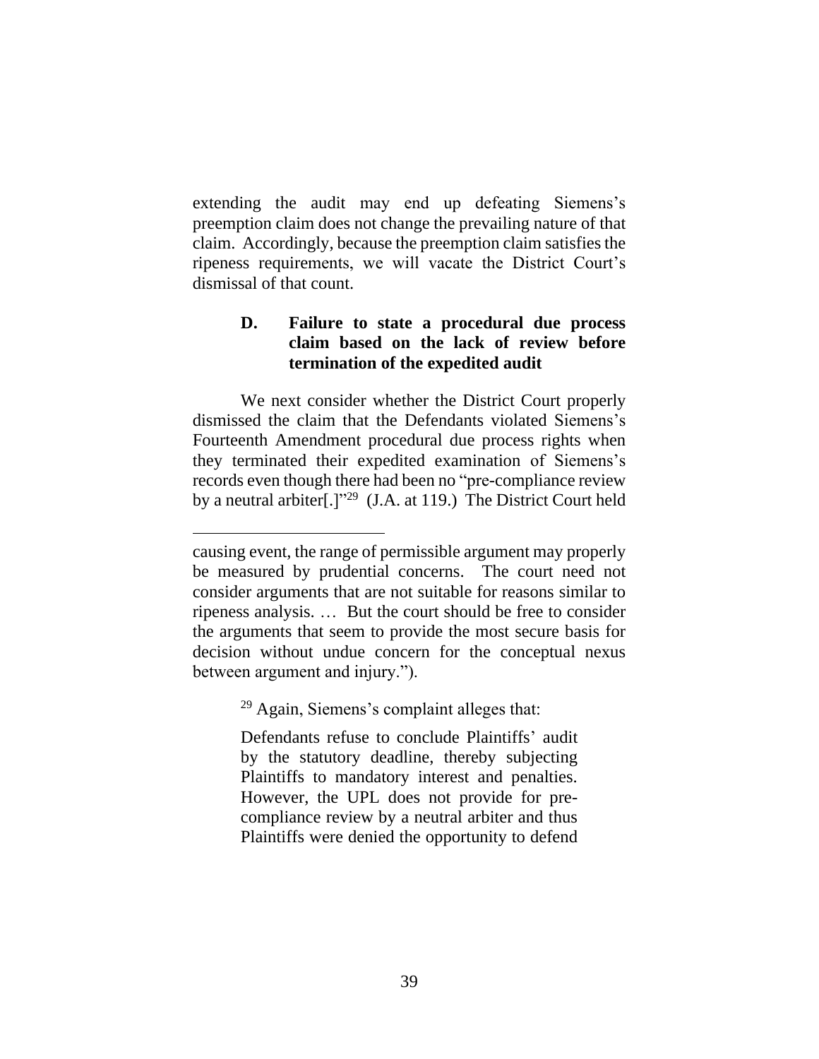extending the audit may end up defeating Siemens's preemption claim does not change the prevailing nature of that claim. Accordingly, because the preemption claim satisfies the ripeness requirements, we will vacate the District Court's dismissal of that count.

### D. Failure to state a procedural due process claim based on the lack of review before termination of the expedited audit

We next consider whether the District Court properly dismissed the claim that the Defendants violated Siemens's Fourteenth Amendment procedural due process rights when they terminated their expedited examination of Siemens's records even though there had been no "pre-compliance review by a neutral arbiter[.]"[29] (J.A. at 119.) The District Court held

---

causing event, the range of permissible argument may properly be measured by prudential concerns. The court need not consider arguments that are not suitable for reasons similar to ripeness analysis. … But the court should be free to consider the arguments that seem to provide the most secure basis for decision without undue concern for the conceptual nexus between argument and injury.").

[29] Again, Siemens's complaint alleges that:

> Defendants refuse to conclude Plaintiffs' audit by the statutory deadline, thereby subjecting Plaintiffs to mandatory interest and penalties. However, the UPL does not provide for pre-compliance review by a neutral arbiter and thus Plaintiffs were denied the opportunity to defend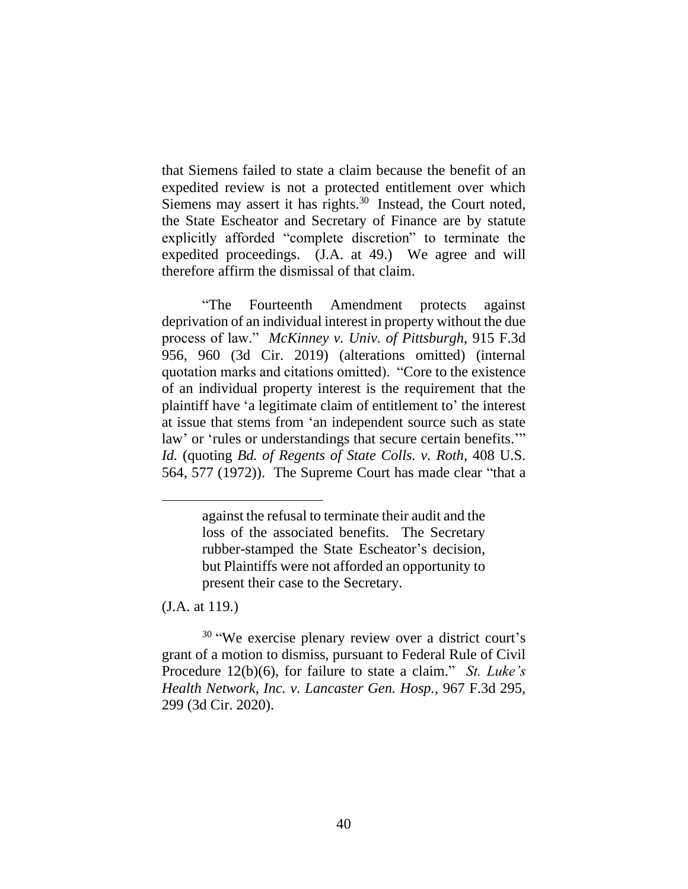that Siemens failed to state a claim because the benefit of an expedited review is not a protected entitlement over which Siemens may assert it has rights.[30] Instead, the Court noted, the State Escheator and Secretary of Finance are by statute explicitly afforded "complete discretion" to terminate the expedited proceedings. (J.A. at 49.) We agree and will therefore affirm the dismissal of that claim.

"The Fourteenth Amendment protects against deprivation of an individual interest in property without the due process of law." *McKinney v. Univ. of Pittsburgh*, 915 F.3d 956, 960 (3d Cir. 2019) (alterations omitted) (internal quotation marks and citations omitted). "Core to the existence of an individual property interest is the requirement that the plaintiff have 'a legitimate claim of entitlement to' the interest at issue that stems from 'an independent source such as state law' or 'rules or understandings that secure certain benefits.'" *Id.* (quoting *Bd. of Regents of State Colls. v. Roth*, 408 U.S. 564, 577 (1972)). The Supreme Court has made clear "that a

---

> against the refusal to terminate their audit and the loss of the associated benefits. The Secretary rubber-stamped the State Escheator's decision, but Plaintiffs were not afforded an opportunity to present their case to the Secretary.

(J.A. at 119.)

[30] "We exercise plenary review over a district court's grant of a motion to dismiss, pursuant to Federal Rule of Civil Procedure 12(b)(6), for failure to state a claim." *St. Luke's Health Network, Inc. v. Lancaster Gen. Hosp.*, 967 F.3d 295, 299 (3d Cir. 2020).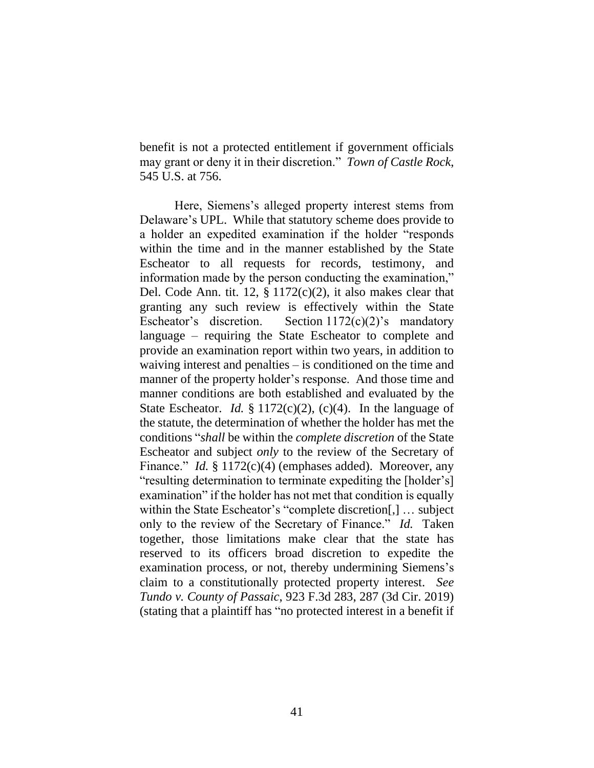benefit is not a protected entitlement if government officials may grant or deny it in their discretion." *Town of Castle Rock*, 545 U.S. at 756.

Here, Siemens's alleged property interest stems from Delaware's UPL. While that statutory scheme does provide to a holder an expedited examination if the holder "responds within the time and in the manner established by the State Escheator to all requests for records, testimony, and information made by the person conducting the examination," Del. Code Ann. tit. 12, § 1172(c)(2), it also makes clear that granting any such review is effectively within the State Escheator's discretion. Section 1172(c)(2)'s mandatory language – requiring the State Escheator to complete and provide an examination report within two years, in addition to waiving interest and penalties – is conditioned on the time and manner of the property holder's response. And those time and manner conditions are both established and evaluated by the State Escheator. *Id.* § 1172(c)(2), (c)(4). In the language of the statute, the determination of whether the holder has met the conditions "*shall* be within the *complete discretion* of the State Escheator and subject *only* to the review of the Secretary of Finance." *Id.* § 1172(c)(4) (emphases added). Moreover, any "resulting determination to terminate expediting the [holder's] examination" if the holder has not met that condition is equally within the State Escheator's "complete discretion[,] … subject only to the review of the Secretary of Finance." *Id.* Taken together, those limitations make clear that the state has reserved to its officers broad discretion to expedite the examination process, or not, thereby undermining Siemens's claim to a constitutionally protected property interest. *See Tundo v. County of Passaic*, 923 F.3d 283, 287 (3d Cir. 2019) (stating that a plaintiff has "no protected interest in a benefit if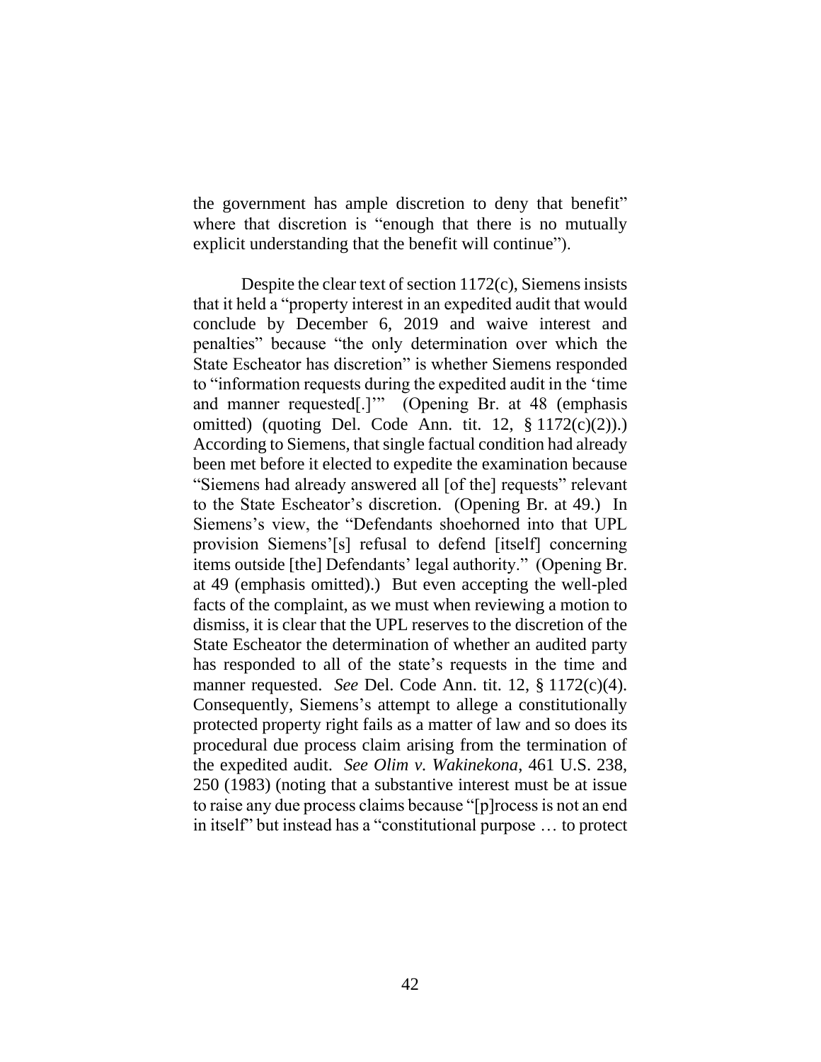the government has ample discretion to deny that benefit" where that discretion is "enough that there is no mutually explicit understanding that the benefit will continue").

Despite the clear text of section 1172(c), Siemens insists that it held a "property interest in an expedited audit that would conclude by December 6, 2019 and waive interest and penalties" because "the only determination over which the State Escheator has discretion" is whether Siemens responded to "information requests during the expedited audit in the 'time and manner requested[.]'" (Opening Br. at 48 (emphasis omitted) (quoting Del. Code Ann. tit. 12, § 1172(c)(2)).) According to Siemens, that single factual condition had already been met before it elected to expedite the examination because "Siemens had already answered all [of the] requests" relevant to the State Escheator's discretion. (Opening Br. at 49.) In Siemens's view, the "Defendants shoehorned into that UPL provision Siemens'[s] refusal to defend [itself] concerning items outside [the] Defendants' legal authority." (Opening Br. at 49 (emphasis omitted).) But even accepting the well-pled facts of the complaint, as we must when reviewing a motion to dismiss, it is clear that the UPL reserves to the discretion of the State Escheator the determination of whether an audited party has responded to all of the state's requests in the time and manner requested. *See* Del. Code Ann. tit. 12, § 1172(c)(4). Consequently, Siemens's attempt to allege a constitutionally protected property right fails as a matter of law and so does its procedural due process claim arising from the termination of the expedited audit. *See Olim v. Wakinekona*, 461 U.S. 238, 250 (1983) (noting that a substantive interest must be at issue to raise any due process claims because "[p]rocess is not an end in itself" but instead has a "constitutional purpose … to protect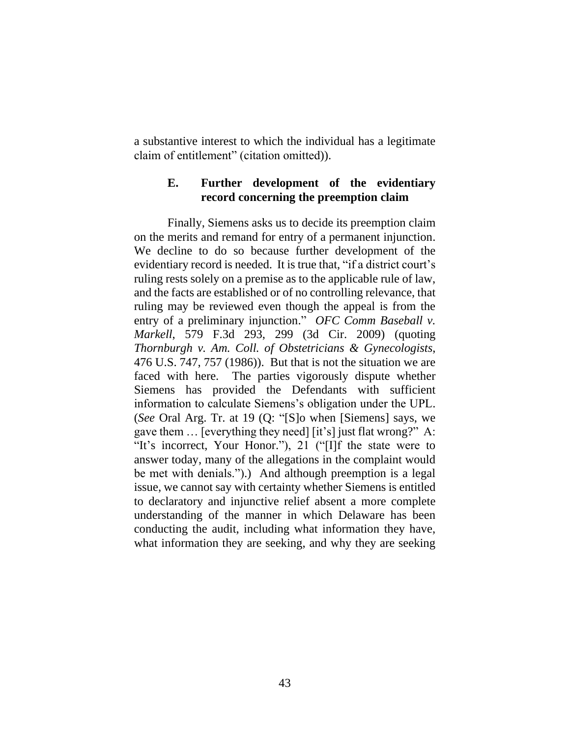a substantive interest to which the individual has a legitimate claim of entitlement" (citation omitted)).

### E. Further development of the evidentiary record concerning the preemption claim

Finally, Siemens asks us to decide its preemption claim on the merits and remand for entry of a permanent injunction. We decline to do so because further development of the evidentiary record is needed. It is true that, "if a district court's ruling rests solely on a premise as to the applicable rule of law, and the facts are established or of no controlling relevance, that ruling may be reviewed even though the appeal is from the entry of a preliminary injunction." *OFC Comm Baseball v. Markell*, 579 F.3d 293, 299 (3d Cir. 2009) (quoting *Thornburgh v. Am. Coll. of Obstetricians & Gynecologists*, 476 U.S. 747, 757 (1986)). But that is not the situation we are faced with here. The parties vigorously dispute whether Siemens has provided the Defendants with sufficient information to calculate Siemens's obligation under the UPL. (*See* Oral Arg. Tr. at 19 (Q: "[S]o when [Siemens] says, we gave them … [everything they need] [it's] just flat wrong?" A: "It's incorrect, Your Honor."), 21 ("[I]f the state were to answer today, many of the allegations in the complaint would be met with denials.").) And although preemption is a legal issue, we cannot say with certainty whether Siemens is entitled to declaratory and injunctive relief absent a more complete understanding of the manner in which Delaware has been conducting the audit, including what information they have, what information they are seeking, and why they are seeking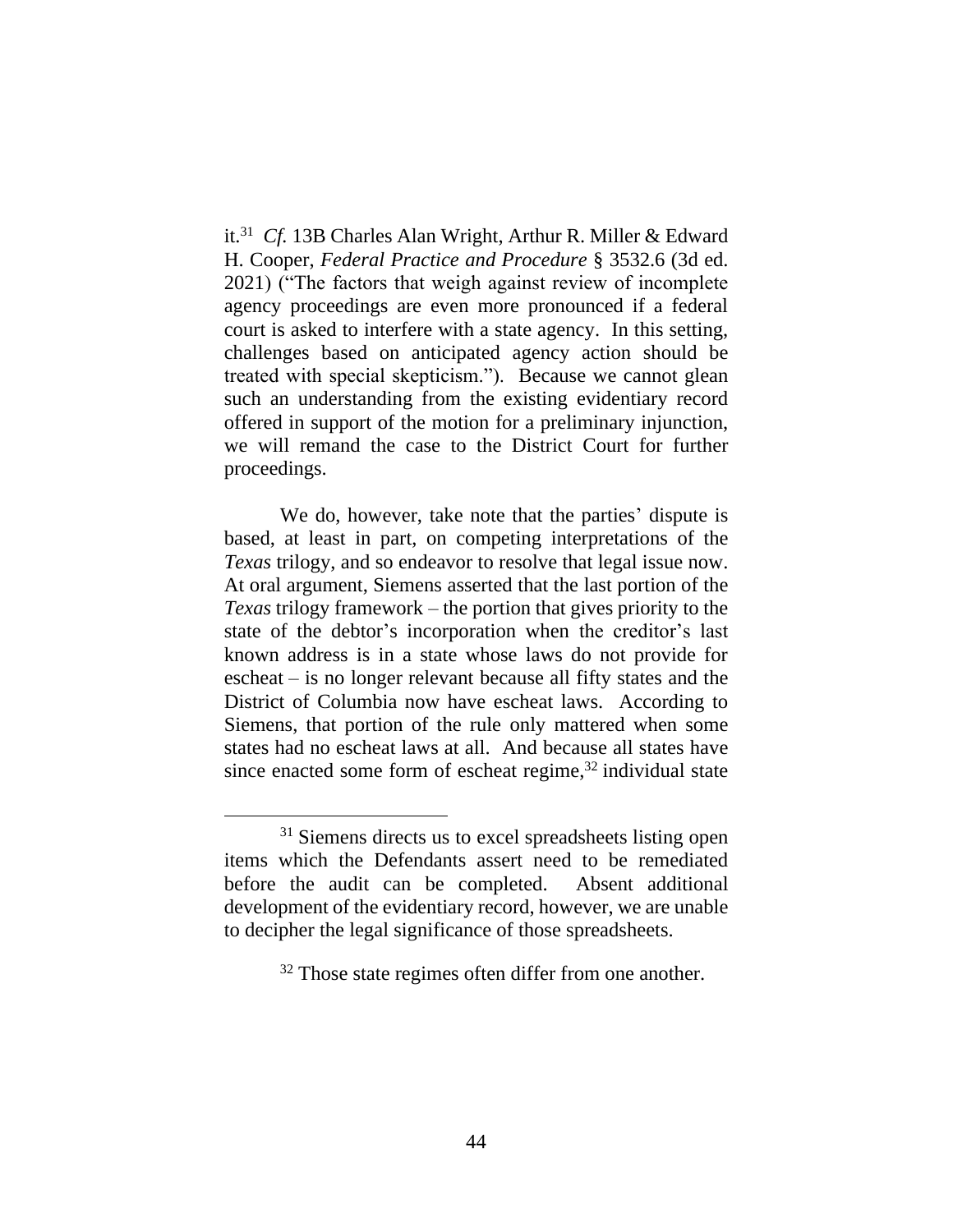it.[31] *Cf.* 13B Charles Alan Wright, Arthur R. Miller & Edward H. Cooper, *Federal Practice and Procedure* § 3532.6 (3d ed. 2021) ("The factors that weigh against review of incomplete agency proceedings are even more pronounced if a federal court is asked to interfere with a state agency. In this setting, challenges based on anticipated agency action should be treated with special skepticism."). Because we cannot glean such an understanding from the existing evidentiary record offered in support of the motion for a preliminary injunction, we will remand the case to the District Court for further proceedings.

We do, however, take note that the parties' dispute is based, at least in part, on competing interpretations of the *Texas* trilogy, and so endeavor to resolve that legal issue now. At oral argument, Siemens asserted that the last portion of the *Texas* trilogy framework – the portion that gives priority to the state of the debtor's incorporation when the creditor's last known address is in a state whose laws do not provide for escheat – is no longer relevant because all fifty states and the District of Columbia now have escheat laws. According to Siemens, that portion of the rule only mattered when some states had no escheat laws at all. And because all states have since enacted some form of escheat regime,[32] individual state

---

[31] Siemens directs us to excel spreadsheets listing open items which the Defendants assert need to be remediated before the audit can be completed. Absent additional development of the evidentiary record, however, we are unable to decipher the legal significance of those spreadsheets.

[32] Those state regimes often differ from one another.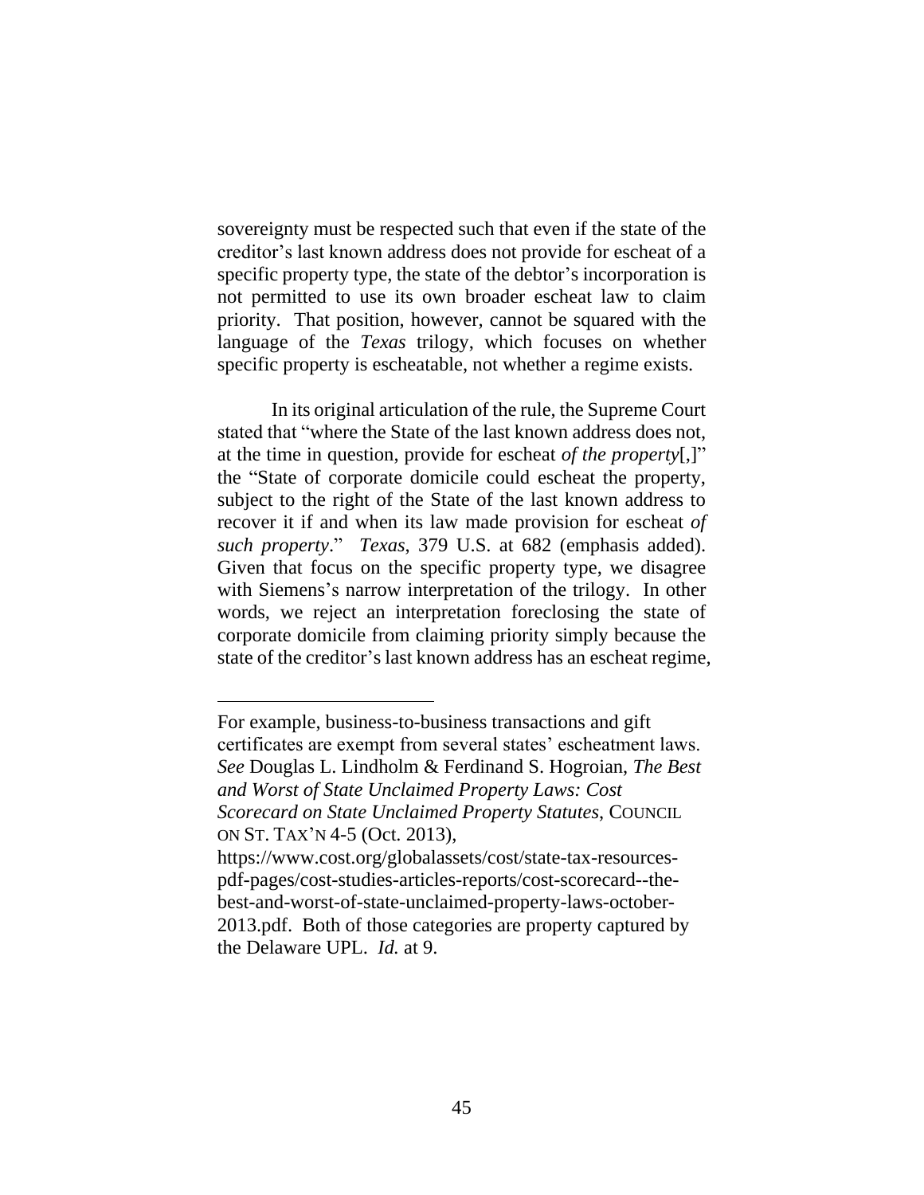sovereignty must be respected such that even if the state of the creditor's last known address does not provide for escheat of a specific property type, the state of the debtor's incorporation is not permitted to use its own broader escheat law to claim priority. That position, however, cannot be squared with the language of the *Texas* trilogy, which focuses on whether specific property is escheatable, not whether a regime exists.

In its original articulation of the rule, the Supreme Court stated that "where the State of the last known address does not, at the time in question, provide for escheat *of the property*[,]" the "State of corporate domicile could escheat the property, subject to the right of the State of the last known address to recover it if and when its law made provision for escheat *of such property*." *Texas*, 379 U.S. at 682 (emphasis added). Given that focus on the specific property type, we disagree with Siemens's narrow interpretation of the trilogy. In other words, we reject an interpretation foreclosing the state of corporate domicile from claiming priority simply because the state of the creditor's last known address has an escheat regime,

---

For example, business-to-business transactions and gift certificates are exempt from several states' escheatment laws. *See* Douglas L. Lindholm & Ferdinand S. Hogroian, *The Best and Worst of State Unclaimed Property Laws: Cost Scorecard on State Unclaimed Property Statutes*, COUNCIL ON ST. TAX'N 4-5 (Oct. 2013), https://www.cost.org/globalassets/cost/state-tax-resources-pdf-pages/cost-studies-articles-reports/cost-scorecard--the-best-and-worst-of-state-unclaimed-property-laws-october-2013.pdf. Both of those categories are property captured by the Delaware UPL. *Id.* at 9.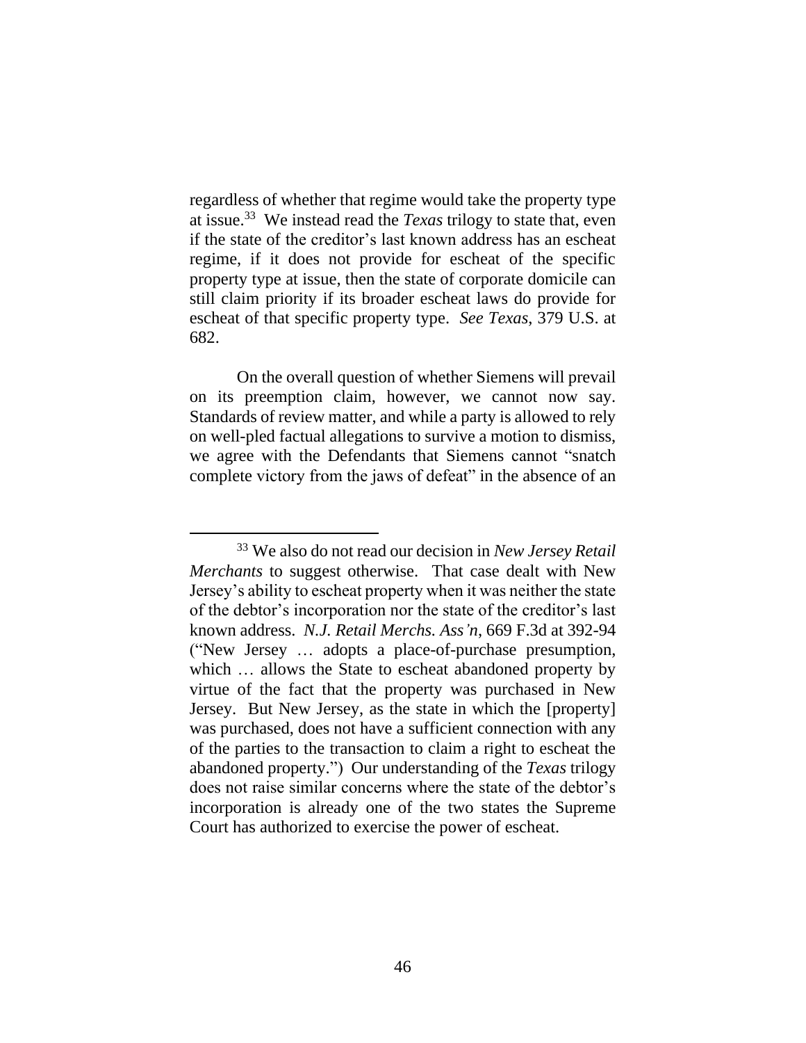regardless of whether that regime would take the property type at issue.[33] We instead read the *Texas* trilogy to state that, even if the state of the creditor's last known address has an escheat regime, if it does not provide for escheat of the specific property type at issue, then the state of corporate domicile can still claim priority if its broader escheat laws do provide for escheat of that specific property type. *See Texas*, 379 U.S. at 682.

On the overall question of whether Siemens will prevail on its preemption claim, however, we cannot now say. Standards of review matter, and while a party is allowed to rely on well-pled factual allegations to survive a motion to dismiss, we agree with the Defendants that Siemens cannot "snatch complete victory from the jaws of defeat" in the absence of an

---

[33] We also do not read our decision in *New Jersey Retail Merchants* to suggest otherwise. That case dealt with New Jersey's ability to escheat property when it was neither the state of the debtor's incorporation nor the state of the creditor's last known address. *N.J. Retail Merchs. Ass'n*, 669 F.3d at 392-94 ("New Jersey … adopts a place-of-purchase presumption, which … allows the State to escheat abandoned property by virtue of the fact that the property was purchased in New Jersey. But New Jersey, as the state in which the [property] was purchased, does not have a sufficient connection with any of the parties to the transaction to claim a right to escheat the abandoned property.") Our understanding of the *Texas* trilogy does not raise similar concerns where the state of the debtor's incorporation is already one of the two states the Supreme Court has authorized to exercise the power of escheat.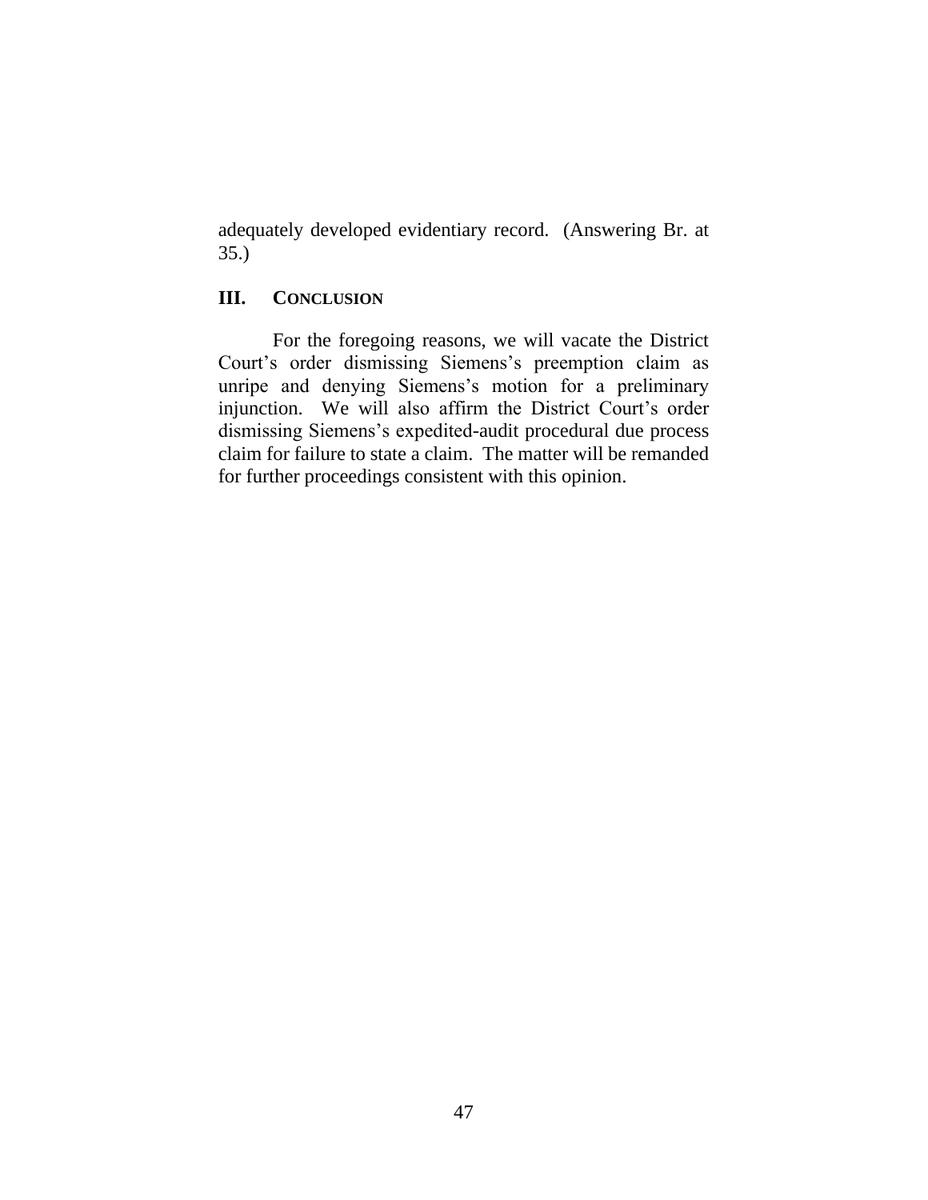adequately developed evidentiary record. (Answering Br. at 35.)

## III. CONCLUSION

For the foregoing reasons, we will vacate the District Court's order dismissing Siemens's preemption claim as unripe and denying Siemens's motion for a preliminary injunction. We will also affirm the District Court's order dismissing Siemens's expedited-audit procedural due process claim for failure to state a claim. The matter will be remanded for further proceedings consistent with this opinion.